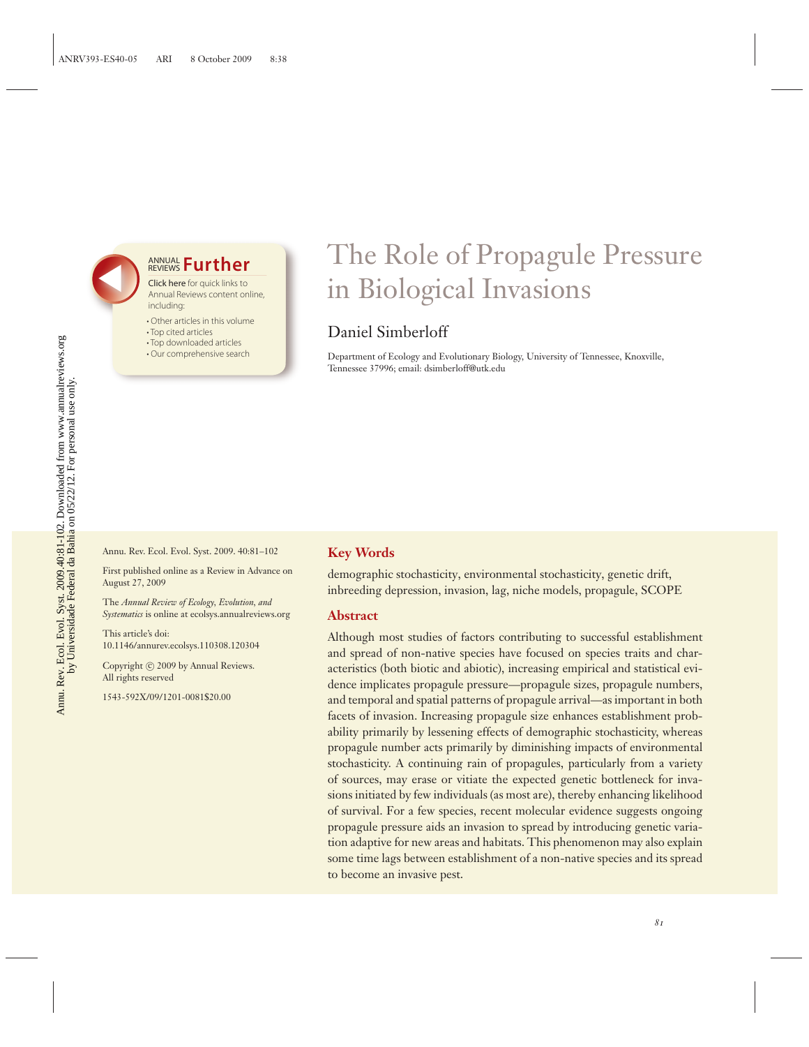# The Role of Propagule Pressure in Biological Invasions

Daniel Simberloff

Department of Ecology and Evolutionary Biology, University of Tennessee, Knoxville, Tennessee 37996; email: dsimberloff@utk.edu

Annu. Rev. Ecol. Evol. Syst. 2009. 40:81–102

First published online as a Review in Advance on August 27, 2009

The *Annual Review of Ecology, Evolution, and Systematics* is online at ecolsys.annualreviews.org

This article's doi: 10.1146/annurev.ecolsys.110308.120304

Copyright © 2009 by Annual Reviews. All rights reserved

1543-592X/09/1201-0081$20.00

## Key Words

demographic stochasticity, environmental stochasticity, genetic drift, inbreeding depression, invasion, lag, niche models, propagule, SCOPE

## Abstract

Although most studies of factors contributing to successful establishment and spread of non-native species have focused on species traits and characteristics (both biotic and abiotic), increasing empirical and statistical evidence implicates propagule pressure—propagule sizes, propagule numbers, and temporal and spatial patterns of propagule arrival—as important in both facets of invasion. Increasing propagule size enhances establishment probability primarily by lessening effects of demographic stochasticity, whereas propagule number acts primarily by diminishing impacts of environmental stochasticity. A continuing rain of propagules, particularly from a variety of sources, may erase or vitiate the expected genetic bottleneck for invasions initiated by few individuals (as most are), thereby enhancing likelihood of survival. For a few species, recent molecular evidence suggests ongoing propagule pressure aids an invasion to spread by introducing genetic variation adaptive for new areas and habitats. This phenomenon may also explain some time lags between establishment of a non-native species and its spread to become an invasive pest.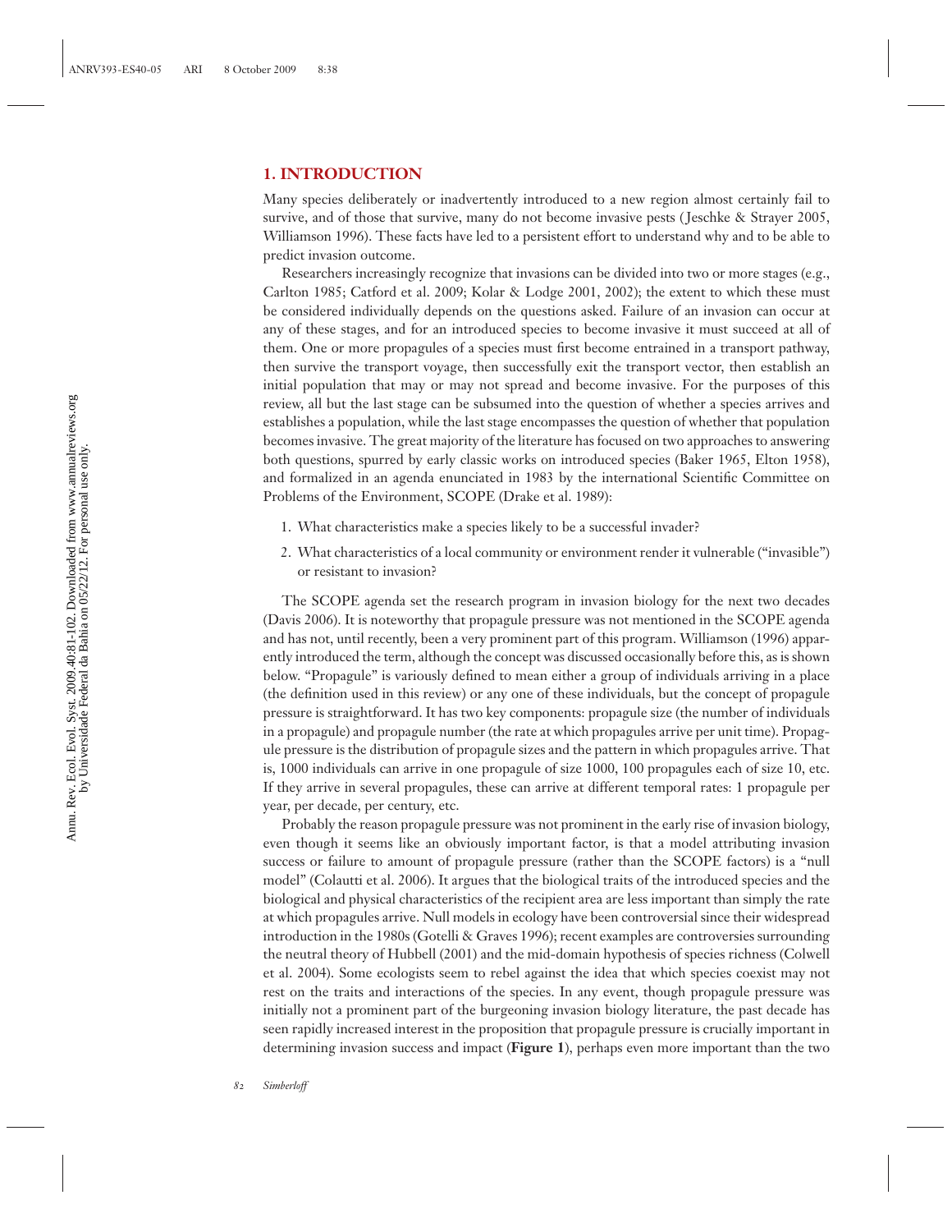## 1. INTRODUCTION

Many species deliberately or inadvertently introduced to a new region almost certainly fail to survive, and of those that survive, many do not become invasive pests (Jeschke & Strayer 2005, Williamson 1996). These facts have led to a persistent effort to understand why and to be able to predict invasion outcome.

Researchers increasingly recognize that invasions can be divided into two or more stages (e.g., Carlton 1985; Catford et al. 2009; Kolar & Lodge 2001, 2002); the extent to which these must be considered individually depends on the questions asked. Failure of an invasion can occur at any of these stages, and for an introduced species to become invasive it must succeed at all of them. One or more propagules of a species must first become entrained in a transport pathway, then survive the transport voyage, then successfully exit the transport vector, then establish an initial population that may or may not spread and become invasive. For the purposes of this review, all but the last stage can be subsumed into the question of whether a species arrives and establishes a population, while the last stage encompasses the question of whether that population becomes invasive. The great majority of the literature has focused on two approaches to answering both questions, spurred by early classic works on introduced species (Baker 1965, Elton 1958), and formalized in an agenda enunciated in 1983 by the international Scientific Committee on Problems of the Environment, SCOPE (Drake et al. 1989):

1. What characteristics make a species likely to be a successful invader?
2. What characteristics of a local community or environment render it vulnerable ("invasible") or resistant to invasion?

The SCOPE agenda set the research program in invasion biology for the next two decades (Davis 2006). It is noteworthy that propagule pressure was not mentioned in the SCOPE agenda and has not, until recently, been a very prominent part of this program. Williamson (1996) apparently introduced the term, although the concept was discussed occasionally before this, as is shown below. "Propagule" is variously defined to mean either a group of individuals arriving in a place (the definition used in this review) or any one of these individuals, but the concept of propagule pressure is straightforward. It has two key components: propagule size (the number of individuals in a propagule) and propagule number (the rate at which propagules arrive per unit time). Propagule pressure is the distribution of propagule sizes and the pattern in which propagules arrive. That is, 1000 individuals can arrive in one propagule of size 1000, 100 propagules each of size 10, etc. If they arrive in several propagules, these can arrive at different temporal rates: 1 propagule per year, per decade, per century, etc.

Probably the reason propagule pressure was not prominent in the early rise of invasion biology, even though it seems like an obviously important factor, is that a model attributing invasion success or failure to amount of propagule pressure (rather than the SCOPE factors) is a "null model" (Colautti et al. 2006). It argues that the biological traits of the introduced species and the biological and physical characteristics of the recipient area are less important than simply the rate at which propagules arrive. Null models in ecology have been controversial since their widespread introduction in the 1980s (Gotelli & Graves 1996); recent examples are controversies surrounding the neutral theory of Hubbell (2001) and the mid-domain hypothesis of species richness (Colwell et al. 2004). Some ecologists seem to rebel against the idea that which species coexist may not rest on the traits and interactions of the species. In any event, though propagule pressure was initially not a prominent part of the burgeoning invasion biology literature, the past decade has seen rapidly increased interest in the proposition that propagule pressure is crucially important in determining invasion success and impact (**Figure 1**), perhaps even more important than the two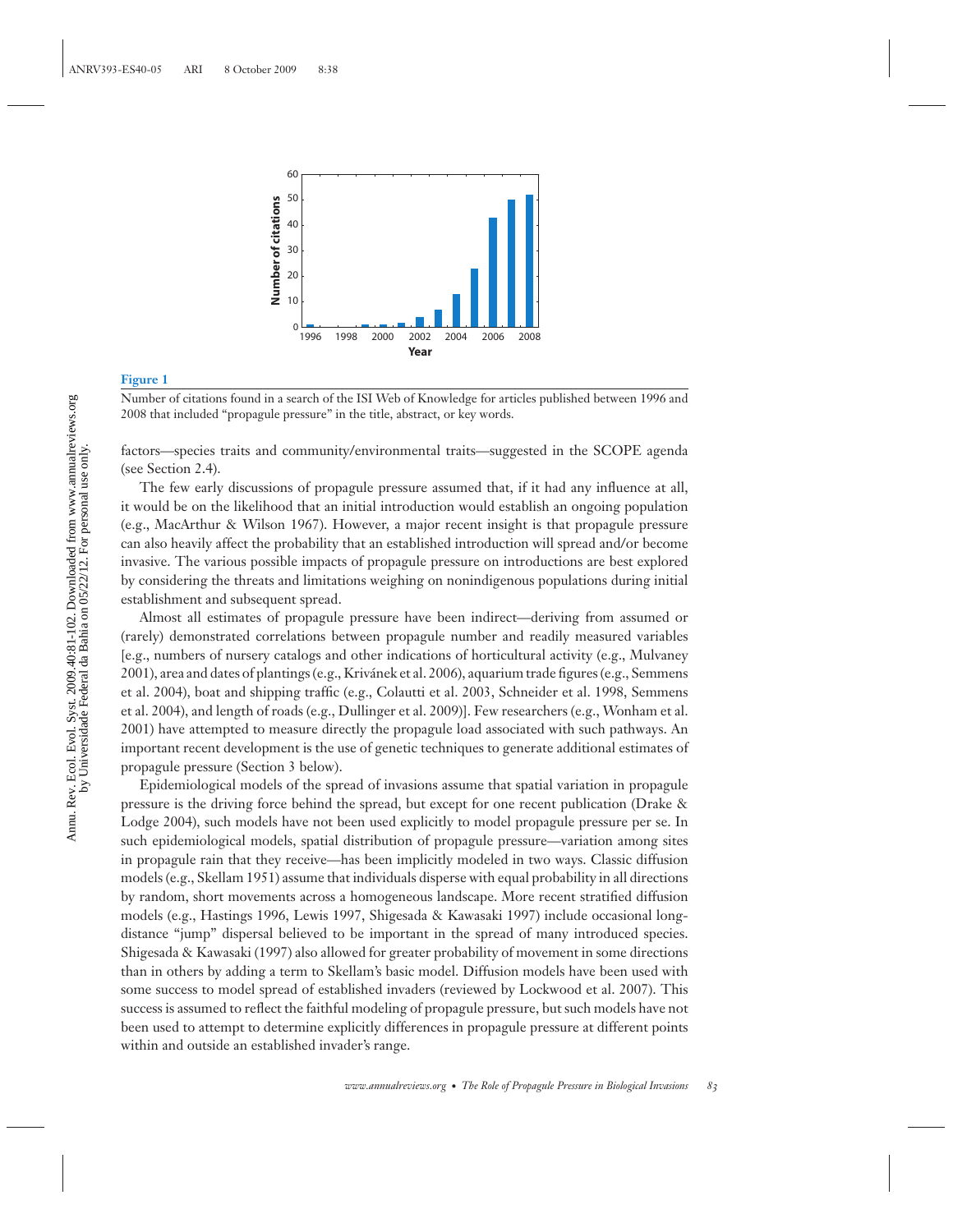**Figure 1**

Number of citations found in a search of the ISI Web of Knowledge for articles published between 1996 and 2008 that included "propagule pressure" in the title, abstract, or key words.

factors—species traits and community/environmental traits—suggested in the SCOPE agenda (see Section 2.4).

The few early discussions of propagule pressure assumed that, if it had any influence at all, it would be on the likelihood that an initial introduction would establish an ongoing population (e.g., MacArthur & Wilson 1967). However, a major recent insight is that propagule pressure can also heavily affect the probability that an established introduction will spread and/or become invasive. The various possible impacts of propagule pressure on introductions are best explored by considering the threats and limitations weighing on nonindigenous populations during initial establishment and subsequent spread.

Almost all estimates of propagule pressure have been indirect—deriving from assumed or (rarely) demonstrated correlations between propagule number and readily measured variables [e.g., numbers of nursery catalogs and other indications of horticultural activity (e.g., Mulvaney 2001), area and dates of plantings (e.g., Křivánek et al. 2006), aquarium trade figures (e.g., Semmens et al. 2004), boat and shipping traffic (e.g., Colautti et al. 2003, Schneider et al. 1998, Semmens et al. 2004), and length of roads (e.g., Dullinger et al. 2009)]. Few researchers (e.g., Wonham et al. 2001) have attempted to measure directly the propagule load associated with such pathways. An important recent development is the use of genetic techniques to generate additional estimates of propagule pressure (Section 3 below).

Epidemiological models of the spread of invasions assume that spatial variation in propagule pressure is the driving force behind the spread, but except for one recent publication (Drake & Lodge 2004), such models have not been used explicitly to model propagule pressure per se. In such epidemiological models, spatial distribution of propagule pressure—variation among sites in propagule rain that they receive—has been implicitly modeled in two ways. Classic diffusion models (e.g., Skellam 1951) assume that individuals disperse with equal probability in all directions by random, short movements across a homogeneous landscape. More recent stratified diffusion models (e.g., Hastings 1996, Lewis 1997, Shigesada & Kawasaki 1997) include occasional long-distance "jump" dispersal believed to be important in the spread of many introduced species. Shigesada & Kawasaki (1997) also allowed for greater probability of movement in some directions than in others by adding a term to Skellam's basic model. Diffusion models have been used with some success to model spread of established invaders (reviewed by Lockwood et al. 2007). This success is assumed to reflect the faithful modeling of propagule pressure, but such models have not been used to attempt to determine explicitly differences in propagule pressure at different points within and outside an established invader's range.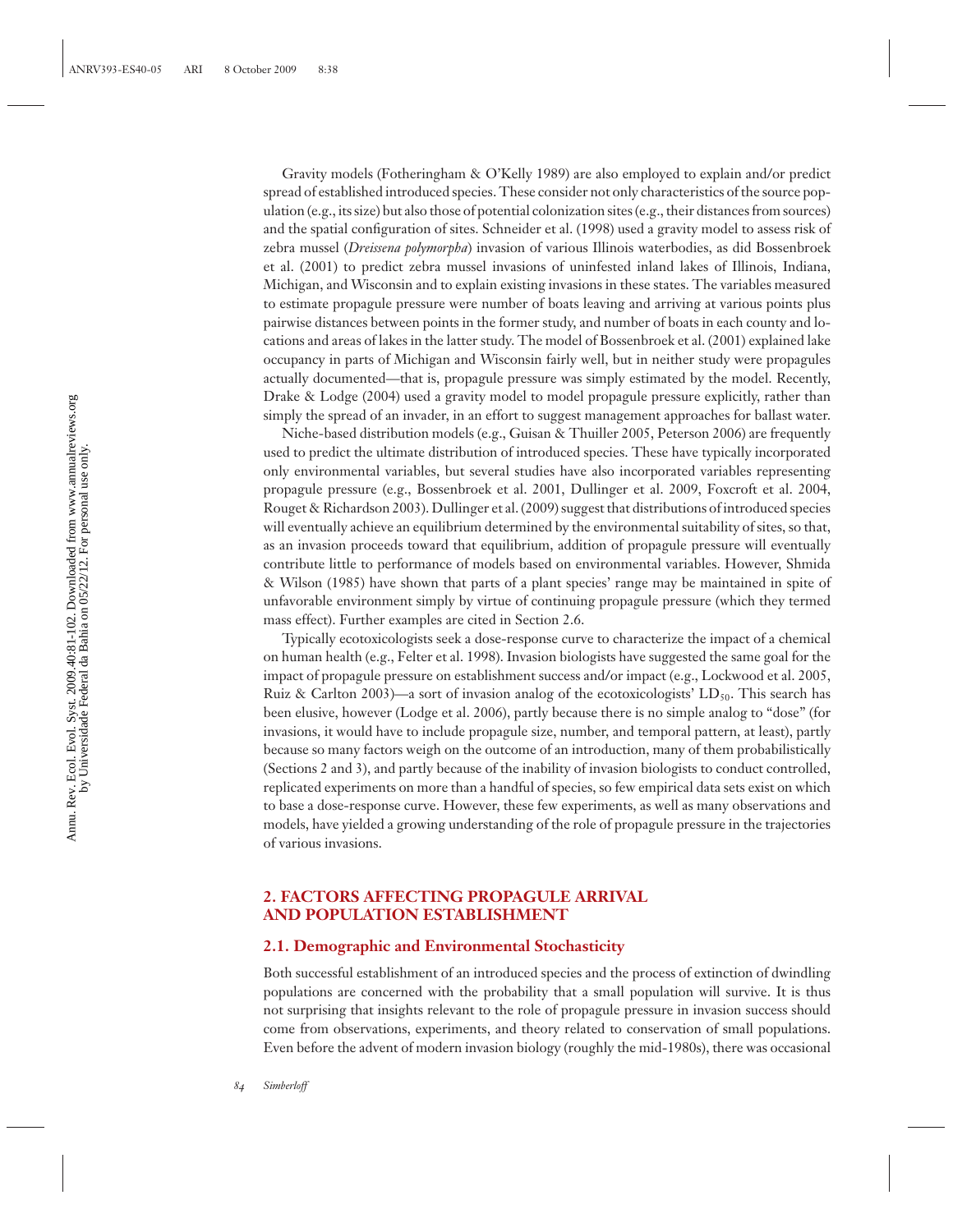Gravity models (Fotheringham & O'Kelly 1989) are also employed to explain and/or predict spread of established introduced species. These consider not only characteristics of the source population (e.g., its size) but also those of potential colonization sites (e.g., their distances from sources) and the spatial configuration of sites. Schneider et al. (1998) used a gravity model to assess risk of zebra mussel (*Dreissena polymorpha*) invasion of various Illinois waterbodies, as did Bossenbroek et al. (2001) to predict zebra mussel invasions of uninfested inland lakes of Illinois, Indiana, Michigan, and Wisconsin and to explain existing invasions in these states. The variables measured to estimate propagule pressure were number of boats leaving and arriving at various points plus pairwise distances between points in the former study, and number of boats in each county and locations and areas of lakes in the latter study. The model of Bossenbroek et al. (2001) explained lake occupancy in parts of Michigan and Wisconsin fairly well, but in neither study were propagules actually documented—that is, propagule pressure was simply estimated by the model. Recently, Drake & Lodge (2004) used a gravity model to model propagule pressure explicitly, rather than simply the spread of an invader, in an effort to suggest management approaches for ballast water.

Niche-based distribution models (e.g., Guisan & Thuiller 2005, Peterson 2006) are frequently used to predict the ultimate distribution of introduced species. These have typically incorporated only environmental variables, but several studies have also incorporated variables representing propagule pressure (e.g., Bossenbroek et al. 2001, Dullinger et al. 2009, Foxcroft et al. 2004, Rouget & Richardson 2003). Dullinger et al. (2009) suggest that distributions of introduced species will eventually achieve an equilibrium determined by the environmental suitability of sites, so that, as an invasion proceeds toward that equilibrium, addition of propagule pressure will eventually contribute little to performance of models based on environmental variables. However, Shmida & Wilson (1985) have shown that parts of a plant species' range may be maintained in spite of unfavorable environment simply by virtue of continuing propagule pressure (which they termed mass effect). Further examples are cited in Section 2.6.

Typically ecotoxicologists seek a dose-response curve to characterize the impact of a chemical on human health (e.g., Felter et al. 1998). Invasion biologists have suggested the same goal for the impact of propagule pressure on establishment success and/or impact (e.g., Lockwood et al. 2005, Ruiz & Carlton 2003)—a sort of invasion analog of the ecotoxicologists' $LD_{50}$. This search has been elusive, however (Lodge et al. 2006), partly because there is no simple analog to "dose" (for invasions, it would have to include propagule size, number, and temporal pattern, at least), partly because so many factors weigh on the outcome of an introduction, many of them probabilistically (Sections 2 and 3), and partly because of the inability of invasion biologists to conduct controlled, replicated experiments on more than a handful of species, so few empirical data sets exist on which to base a dose-response curve. However, these few experiments, as well as many observations and models, have yielded a growing understanding of the role of propagule pressure in the trajectories of various invasions.

## 2. FACTORS AFFECTING PROPAGULE ARRIVAL AND POPULATION ESTABLISHMENT

### 2.1. Demographic and Environmental Stochasticity

Both successful establishment of an introduced species and the process of extinction of dwindling populations are concerned with the probability that a small population will survive. It is thus not surprising that insights relevant to the role of propagule pressure in invasion success should come from observations, experiments, and theory related to conservation of small populations. Even before the advent of modern invasion biology (roughly the mid-1980s), there was occasional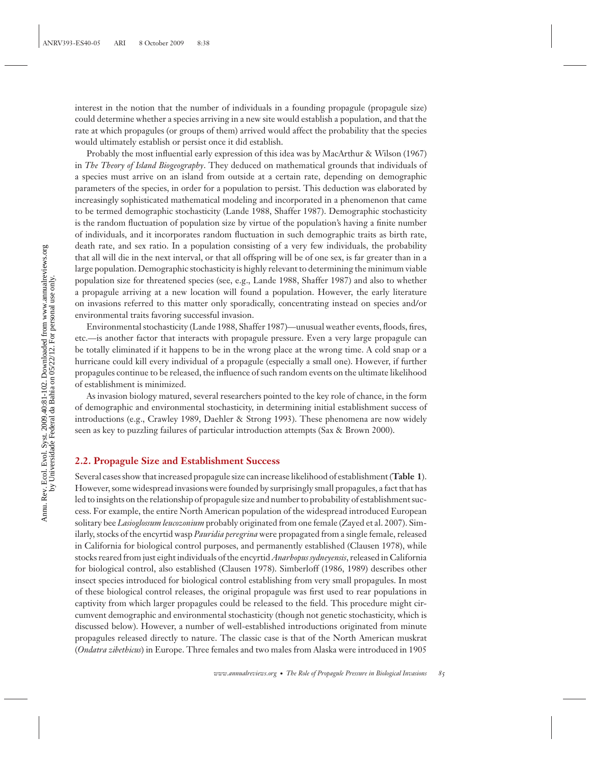interest in the notion that the number of individuals in a founding propagule (propagule size) could determine whether a species arriving in a new site would establish a population, and that the rate at which propagules (or groups of them) arrived would affect the probability that the species would ultimately establish or persist once it did establish.

Probably the most influential early expression of this idea was by MacArthur & Wilson (1967) in *The Theory of Island Biogeography*. They deduced on mathematical grounds that individuals of a species must arrive on an island from outside at a certain rate, depending on demographic parameters of the species, in order for a population to persist. This deduction was elaborated by increasingly sophisticated mathematical modeling and incorporated in a phenomenon that came to be termed demographic stochasticity (Lande 1988, Shaffer 1987). Demographic stochasticity is the random fluctuation of population size by virtue of the population's having a finite number of individuals, and it incorporates random fluctuation in such demographic traits as birth rate, death rate, and sex ratio. In a population consisting of a very few individuals, the probability that all will die in the next interval, or that all offspring will be of one sex, is far greater than in a large population. Demographic stochasticity is highly relevant to determining the minimum viable population size for threatened species (see, e.g., Lande 1988, Shaffer 1987) and also to whether a propagule arriving at a new location will found a population. However, the early literature on invasions referred to this matter only sporadically, concentrating instead on species and/or environmental traits favoring successful invasion.

Environmental stochasticity (Lande 1988, Shaffer 1987)—unusual weather events, floods, fires, etc.—is another factor that interacts with propagule pressure. Even a very large propagule can be totally eliminated if it happens to be in the wrong place at the wrong time. A cold snap or a hurricane could kill every individual of a propagule (especially a small one). However, if further propagules continue to be released, the influence of such random events on the ultimate likelihood of establishment is minimized.

As invasion biology matured, several researchers pointed to the key role of chance, in the form of demographic and environmental stochasticity, in determining initial establishment success of introductions (e.g., Crawley 1989, Daehler & Strong 1993). These phenomena are now widely seen as key to puzzling failures of particular introduction attempts (Sax & Brown 2000).

## 2.2. Propagule Size and Establishment Success

Several cases show that increased propagule size can increase likelihood of establishment (**Table 1**). However, some widespread invasions were founded by surprisingly small propagules, a fact that has led to insights on the relationship of propagule size and number to probability of establishment success. For example, the entire North American population of the widespread introduced European solitary bee *Lasioglossum leucozonium* probably originated from one female (Zayed et al. 2007). Similarly, stocks of the encyrtid wasp *Pauridia peregrina* were propagated from a single female, released in California for biological control purposes, and permanently established (Clausen 1978), while stocks reared from just eight individuals of the encyrtid *Anarhopus sydneyensis*, released in California for biological control, also established (Clausen 1978). Simberloff (1986, 1989) describes other insect species introduced for biological control establishing from very small propagules. In most of these biological control releases, the original propagule was first used to rear populations in captivity from which larger propagules could be released to the field. This procedure might circumvent demographic and environmental stochasticity (though not genetic stochasticity, which is discussed below). However, a number of well-established introductions originated from minute propagules released directly to nature. The classic case is that of the North American muskrat (*Ondatra zibethicus*) in Europe. Three females and two males from Alaska were introduced in 1905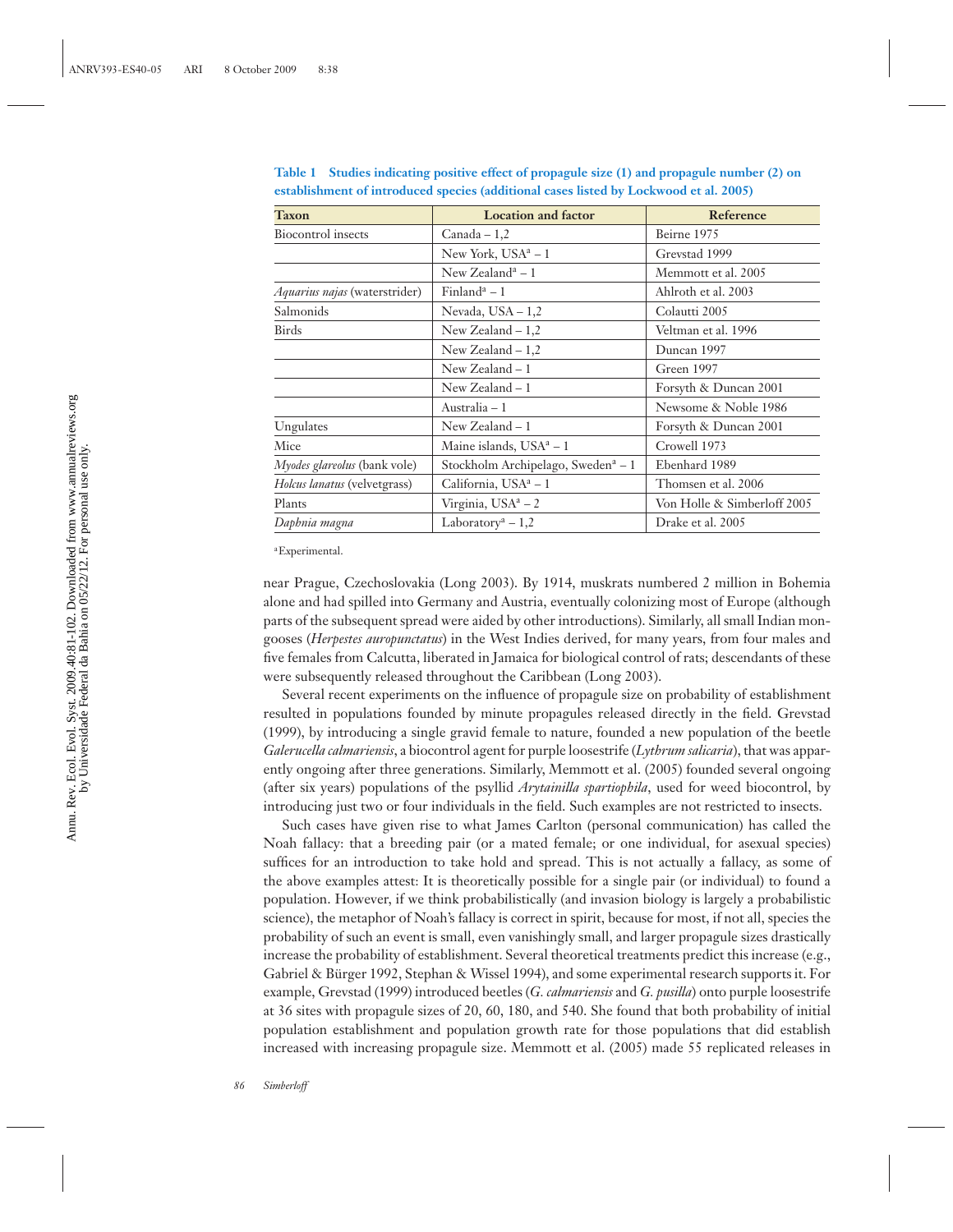**Table 1 Studies indicating positive effect of propagule size (1) and propagule number (2) on establishment of introduced species (additional cases listed by Lockwood et al. 2005)**

| Taxon | Location and factor | Reference |
|---|---|---|
| Biocontrol insects | Canada – 1,2 | Beirne 1975 |
| | New York, USA[a] – 1 | Grevstad 1999 |
| | New Zealand[a] – 1 | Memmott et al. 2005 |
| *Aquarius najas* (waterstrider) | Finland[a] – 1 | Ahlroth et al. 2003 |
| Salmonids | Nevada, USA – 1,2 | Colautti 2005 |
| Birds | New Zealand – 1,2 | Veltman et al. 1996 |
| | New Zealand – 1,2 | Duncan 1997 |
| | New Zealand – 1 | Green 1997 |
| | New Zealand – 1 | Forsyth & Duncan 2001 |
| | Australia – 1 | Newsome & Noble 1986 |
| Ungulates | New Zealand – 1 | Forsyth & Duncan 2001 |
| Mice | Maine islands, USA[a] – 1 | Crowell 1973 |
| *Myodes glareolus* (bank vole) | Stockholm Archipelago, Sweden[a] – 1 | Ebenhard 1989 |
| *Holcus lanatus* (velvetgrass) | California, USA[a] – 1 | Thomsen et al. 2006 |
| Plants | Virginia, USA[a] – 2 | Von Holle & Simberloff 2005 |
| *Daphnia magna* | Laboratory[a] – 1,2 | Drake et al. 2005 |

[a]Experimental.

near Prague, Czechoslovakia (Long 2003). By 1914, muskrats numbered 2 million in Bohemia alone and had spilled into Germany and Austria, eventually colonizing most of Europe (although parts of the subsequent spread were aided by other introductions). Similarly, all small Indian mongooses (*Herpestes auropunctatus*) in the West Indies derived, for many years, from four males and five females from Calcutta, liberated in Jamaica for biological control of rats; descendants of these were subsequently released throughout the Caribbean (Long 2003).

Several recent experiments on the influence of propagule size on probability of establishment resulted in populations founded by minute propagules released directly in the field. Grevstad (1999), by introducing a single gravid female to nature, founded a new population of the beetle *Galerucella calmariensis*, a biocontrol agent for purple loosestrife (*Lythrum salicaria*), that was apparently ongoing after three generations. Similarly, Memmott et al. (2005) founded several ongoing (after six years) populations of the psyllid *Arytainilla spartiophila*, used for weed biocontrol, by introducing just two or four individuals in the field. Such examples are not restricted to insects.

Such cases have given rise to what James Carlton (personal communication) has called the Noah fallacy: that a breeding pair (or a mated female; or one individual, for asexual species) suffices for an introduction to take hold and spread. This is not actually a fallacy, as some of the above examples attest: It is theoretically possible for a single pair (or individual) to found a population. However, if we think probabilistically (and invasion biology is largely a probabilistic science), the metaphor of Noah's fallacy is correct in spirit, because for most, if not all, species the probability of such an event is small, even vanishingly small, and larger propagule sizes drastically increase the probability of establishment. Several theoretical treatments predict this increase (e.g., Gabriel & Bürger 1992, Stephan & Wissel 1994), and some experimental research supports it. For example, Grevstad (1999) introduced beetles (*G. calmariensis* and *G. pusilla*) onto purple loosestrife at 36 sites with propagule sizes of 20, 60, 180, and 540. She found that both probability of initial population establishment and population growth rate for those populations that did establish increased with increasing propagule size. Memmott et al. (2005) made 55 replicated releases in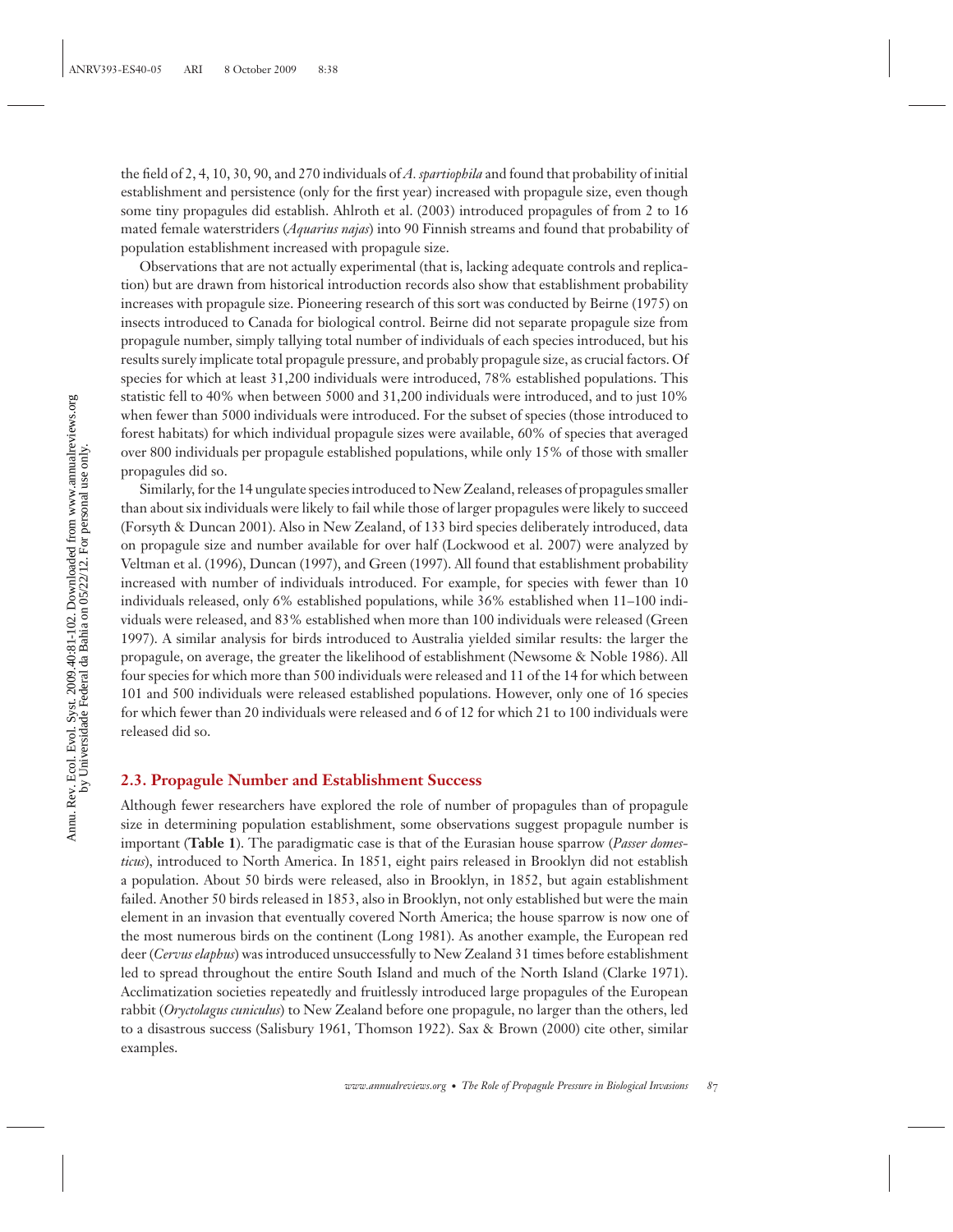the field of 2, 4, 10, 30, 90, and 270 individuals of *A. spartiophila* and found that probability of initial establishment and persistence (only for the first year) increased with propagule size, even though some tiny propagules did establish. Ahlroth et al. (2003) introduced propagules of from 2 to 16 mated female waterstriders (*Aquarius najas*) into 90 Finnish streams and found that probability of population establishment increased with propagule size.

Observations that are not actually experimental (that is, lacking adequate controls and replication) but are drawn from historical introduction records also show that establishment probability increases with propagule size. Pioneering research of this sort was conducted by Beirne (1975) on insects introduced to Canada for biological control. Beirne did not separate propagule size from propagule number, simply tallying total number of individuals of each species introduced, but his results surely implicate total propagule pressure, and probably propagule size, as crucial factors. Of species for which at least 31,200 individuals were introduced, 78% established populations. This statistic fell to 40% when between 5000 and 31,200 individuals were introduced, and to just 10% when fewer than 5000 individuals were introduced. For the subset of species (those introduced to forest habitats) for which individual propagule sizes were available, 60% of species that averaged over 800 individuals per propagule established populations, while only 15% of those with smaller propagules did so.

Similarly, for the 14 ungulate species introduced to New Zealand, releases of propagules smaller than about six individuals were likely to fail while those of larger propagules were likely to succeed (Forsyth & Duncan 2001). Also in New Zealand, of 133 bird species deliberately introduced, data on propagule size and number available for over half (Lockwood et al. 2007) were analyzed by Veltman et al. (1996), Duncan (1997), and Green (1997). All found that establishment probability increased with number of individuals introduced. For example, for species with fewer than 10 individuals released, only 6% established populations, while 36% established when 11–100 individuals were released, and 83% established when more than 100 individuals were released (Green 1997). A similar analysis for birds introduced to Australia yielded similar results: the larger the propagule, on average, the greater the likelihood of establishment (Newsome & Noble 1986). All four species for which more than 500 individuals were released and 11 of the 14 for which between 101 and 500 individuals were released established populations. However, only one of 16 species for which fewer than 20 individuals were released and 6 of 12 for which 21 to 100 individuals were released did so.

### 2.3. Propagule Number and Establishment Success

Although fewer researchers have explored the role of number of propagules than of propagule size in determining population establishment, some observations suggest propagule number is important (**Table 1**). The paradigmatic case is that of the Eurasian house sparrow (*Passer domesticus*), introduced to North America. In 1851, eight pairs released in Brooklyn did not establish a population. About 50 birds were released, also in Brooklyn, in 1852, but again establishment failed. Another 50 birds released in 1853, also in Brooklyn, not only established but were the main element in an invasion that eventually covered North America; the house sparrow is now one of the most numerous birds on the continent (Long 1981). As another example, the European red deer (*Cervus elaphus*) was introduced unsuccessfully to New Zealand 31 times before establishment led to spread throughout the entire South Island and much of the North Island (Clarke 1971). Acclimatization societies repeatedly and fruitlessly introduced large propagules of the European rabbit (*Oryctolagus cuniculus*) to New Zealand before one propagule, no larger than the others, led to a disastrous success (Salisbury 1961, Thomson 1922). Sax & Brown (2000) cite other, similar examples.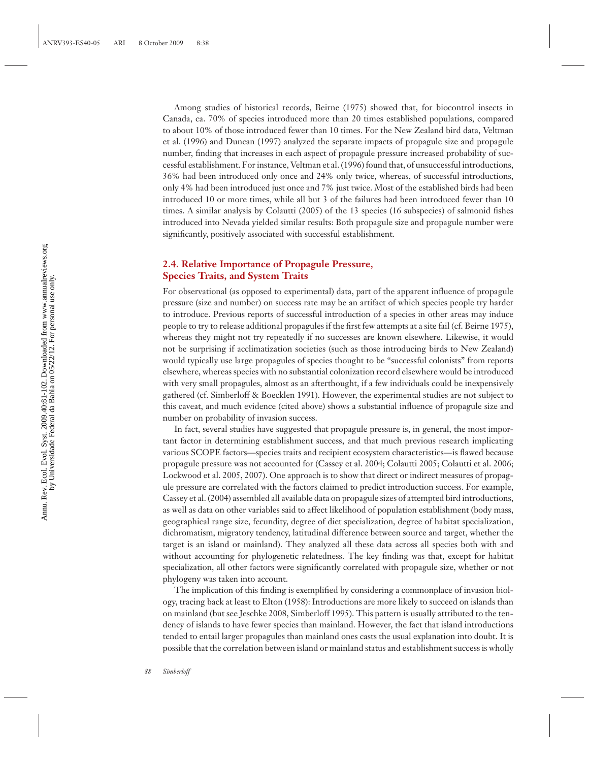Among studies of historical records, Beirne (1975) showed that, for biocontrol insects in Canada, ca. 70% of species introduced more than 20 times established populations, compared to about 10% of those introduced fewer than 10 times. For the New Zealand bird data, Veltman et al. (1996) and Duncan (1997) analyzed the separate impacts of propagule size and propagule number, finding that increases in each aspect of propagule pressure increased probability of successful establishment. For instance, Veltman et al. (1996) found that, of unsuccessful introductions, 36% had been introduced only once and 24% only twice, whereas, of successful introductions, only 4% had been introduced just once and 7% just twice. Most of the established birds had been introduced 10 or more times, while all but 3 of the failures had been introduced fewer than 10 times. A similar analysis by Colautti (2005) of the 13 species (16 subspecies) of salmonid fishes introduced into Nevada yielded similar results: Both propagule size and propagule number were significantly, positively associated with successful establishment.

## 2.4. Relative Importance of Propagule Pressure, Species Traits, and System Traits

For observational (as opposed to experimental) data, part of the apparent influence of propagule pressure (size and number) on success rate may be an artifact of which species people try harder to introduce. Previous reports of successful introduction of a species in other areas may induce people to try to release additional propagules if the first few attempts at a site fail (cf. Beirne 1975), whereas they might not try repeatedly if no successes are known elsewhere. Likewise, it would not be surprising if acclimatization societies (such as those introducing birds to New Zealand) would typically use large propagules of species thought to be "successful colonists" from reports elsewhere, whereas species with no substantial colonization record elsewhere would be introduced with very small propagules, almost as an afterthought, if a few individuals could be inexpensively gathered (cf. Simberloff & Boecklen 1991). However, the experimental studies are not subject to this caveat, and much evidence (cited above) shows a substantial influence of propagule size and number on probability of invasion success.

In fact, several studies have suggested that propagule pressure is, in general, the most important factor in determining establishment success, and that much previous research implicating various SCOPE factors—species traits and recipient ecosystem characteristics—is flawed because propagule pressure was not accounted for (Cassey et al. 2004; Colautti 2005; Colautti et al. 2006; Lockwood et al. 2005, 2007). One approach is to show that direct or indirect measures of propagule pressure are correlated with the factors claimed to predict introduction success. For example, Cassey et al. (2004) assembled all available data on propagule sizes of attempted bird introductions, as well as data on other variables said to affect likelihood of population establishment (body mass, geographical range size, fecundity, degree of diet specialization, degree of habitat specialization, dichromatism, migratory tendency, latitudinal difference between source and target, whether the target is an island or mainland). They analyzed all these data across all species both with and without accounting for phylogenetic relatedness. The key finding was that, except for habitat specialization, all other factors were significantly correlated with propagule size, whether or not phylogeny was taken into account.

The implication of this finding is exemplified by considering a commonplace of invasion biology, tracing back at least to Elton (1958): Introductions are more likely to succeed on islands than on mainland (but see Jeschke 2008, Simberloff 1995). This pattern is usually attributed to the tendency of islands to have fewer species than mainland. However, the fact that island introductions tended to entail larger propagules than mainland ones casts the usual explanation into doubt. It is possible that the correlation between island or mainland status and establishment success is wholly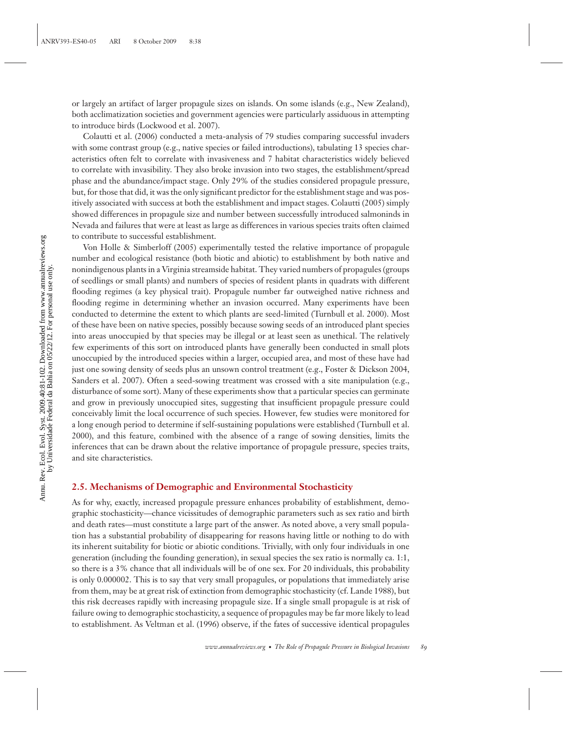or largely an artifact of larger propagule sizes on islands. On some islands (e.g., New Zealand), both acclimatization societies and government agencies were particularly assiduous in attempting to introduce birds (Lockwood et al. 2007).

Colautti et al. (2006) conducted a meta-analysis of 79 studies comparing successful invaders with some contrast group (e.g., native species or failed introductions), tabulating 13 species characteristics often felt to correlate with invasiveness and 7 habitat characteristics widely believed to correlate with invasibility. They also broke invasion into two stages, the establishment/spread phase and the abundance/impact stage. Only 29% of the studies considered propagule pressure, but, for those that did, it was the only significant predictor for the establishment stage and was positively associated with success at both the establishment and impact stages. Colautti (2005) simply showed differences in propagule size and number between successfully introduced salmoninds in Nevada and failures that were at least as large as differences in various species traits often claimed to contribute to successful establishment.

Von Holle & Simberloff (2005) experimentally tested the relative importance of propagule number and ecological resistance (both biotic and abiotic) to establishment by both native and nonindigenous plants in a Virginia streamside habitat. They varied numbers of propagules (groups of seedlings or small plants) and numbers of species of resident plants in quadrats with different flooding regimes (a key physical trait). Propagule number far outweighed native richness and flooding regime in determining whether an invasion occurred. Many experiments have been conducted to determine the extent to which plants are seed-limited (Turnbull et al. 2000). Most of these have been on native species, possibly because sowing seeds of an introduced plant species into areas unoccupied by that species may be illegal or at least seen as unethical. The relatively few experiments of this sort on introduced plants have generally been conducted in small plots unoccupied by the introduced species within a larger, occupied area, and most of these have had just one sowing density of seeds plus an unsown control treatment (e.g., Foster & Dickson 2004, Sanders et al. 2007). Often a seed-sowing treatment was crossed with a site manipulation (e.g., disturbance of some sort). Many of these experiments show that a particular species can germinate and grow in previously unoccupied sites, suggesting that insufficient propagule pressure could conceivably limit the local occurrence of such species. However, few studies were monitored for a long enough period to determine if self-sustaining populations were established (Turnbull et al. 2000), and this feature, combined with the absence of a range of sowing densities, limits the inferences that can be drawn about the relative importance of propagule pressure, species traits, and site characteristics.

## 2.5. Mechanisms of Demographic and Environmental Stochasticity

As for why, exactly, increased propagule pressure enhances probability of establishment, demographic stochasticity—chance vicissitudes of demographic parameters such as sex ratio and birth and death rates—must constitute a large part of the answer. As noted above, a very small population has a substantial probability of disappearing for reasons having little or nothing to do with its inherent suitability for biotic or abiotic conditions. Trivially, with only four individuals in one generation (including the founding generation), in sexual species the sex ratio is normally ca. 1:1, so there is a 3% chance that all individuals will be of one sex. For 20 individuals, this probability is only 0.000002. This is to say that very small propagules, or populations that immediately arise from them, may be at great risk of extinction from demographic stochasticity (cf. Lande 1988), but this risk decreases rapidly with increasing propagule size. If a single small propagule is at risk of failure owing to demographic stochasticity, a sequence of propagules may be far more likely to lead to establishment. As Veltman et al. (1996) observe, if the fates of successive identical propagules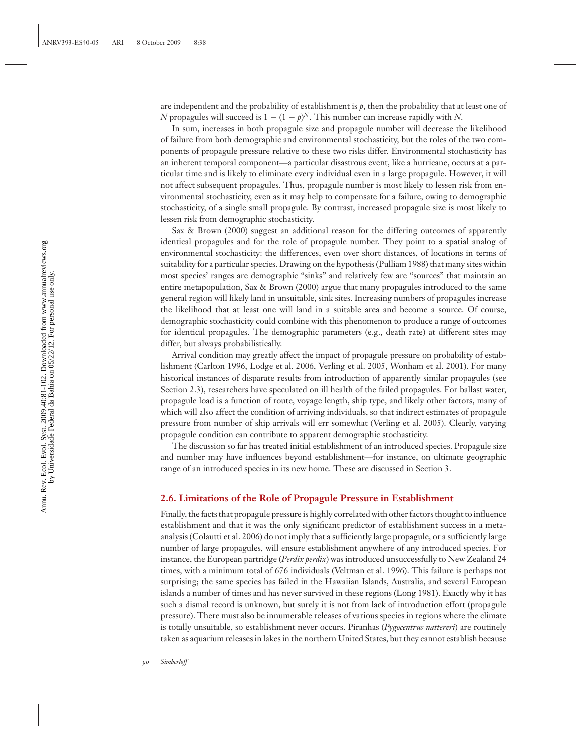are independent and the probability of establishment is $p$, then the probability that at least one of $N$ propagules will succeed is $1 - (1 - p)^N$. This number can increase rapidly with $N$.

In sum, increases in both propagule size and propagule number will decrease the likelihood of failure from both demographic and environmental stochasticity, but the roles of the two components of propagule pressure relative to these two risks differ. Environmental stochasticity has an inherent temporal component—a particular disastrous event, like a hurricane, occurs at a particular time and is likely to eliminate every individual even in a large propagule. However, it will not affect subsequent propagules. Thus, propagule number is most likely to lessen risk from environmental stochasticity, even as it may help to compensate for a failure, owing to demographic stochasticity, of a single small propagule. By contrast, increased propagule size is most likely to lessen risk from demographic stochasticity.

Sax & Brown (2000) suggest an additional reason for the differing outcomes of apparently identical propagules and for the role of propagule number. They point to a spatial analog of environmental stochasticity: the differences, even over short distances, of locations in terms of suitability for a particular species. Drawing on the hypothesis (Pulliam 1988) that many sites within most species' ranges are demographic "sinks" and relatively few are "sources" that maintain an entire metapopulation, Sax & Brown (2000) argue that many propagules introduced to the same general region will likely land in unsuitable, sink sites. Increasing numbers of propagules increase the likelihood that at least one will land in a suitable area and become a source. Of course, demographic stochasticity could combine with this phenomenon to produce a range of outcomes for identical propagules. The demographic parameters (e.g., death rate) at different sites may differ, but always probabilistically.

Arrival condition may greatly affect the impact of propagule pressure on probability of establishment (Carlton 1996, Lodge et al. 2006, Verling et al. 2005, Wonham et al. 2001). For many historical instances of disparate results from introduction of apparently similar propagules (see Section 2.3), researchers have speculated on ill health of the failed propagules. For ballast water, propagule load is a function of route, voyage length, ship type, and likely other factors, many of which will also affect the condition of arriving individuals, so that indirect estimates of propagule pressure from number of ship arrivals will err somewhat (Verling et al. 2005). Clearly, varying propagule condition can contribute to apparent demographic stochasticity.

The discussion so far has treated initial establishment of an introduced species. Propagule size and number may have influences beyond establishment—for instance, on ultimate geographic range of an introduced species in its new home. These are discussed in Section 3.

## 2.6. Limitations of the Role of Propagule Pressure in Establishment

Finally, the facts that propagule pressure is highly correlated with other factors thought to influence establishment and that it was the only significant predictor of establishment success in a meta-analysis (Colautti et al. 2006) do not imply that a sufficiently large propagule, or a sufficiently large number of large propagules, will ensure establishment anywhere of any introduced species. For instance, the European partridge (*Perdix perdix*) was introduced unsuccessfully to New Zealand 24 times, with a minimum total of 676 individuals (Veltman et al. 1996). This failure is perhaps not surprising; the same species has failed in the Hawaiian Islands, Australia, and several European islands a number of times and has never survived in these regions (Long 1981). Exactly why it has such a dismal record is unknown, but surely it is not from lack of introduction effort (propagule pressure). There must also be innumerable releases of various species in regions where the climate is totally unsuitable, so establishment never occurs. Piranhas (*Pygocentrus nattereri*) are routinely taken as aquarium releases in lakes in the northern United States, but they cannot establish because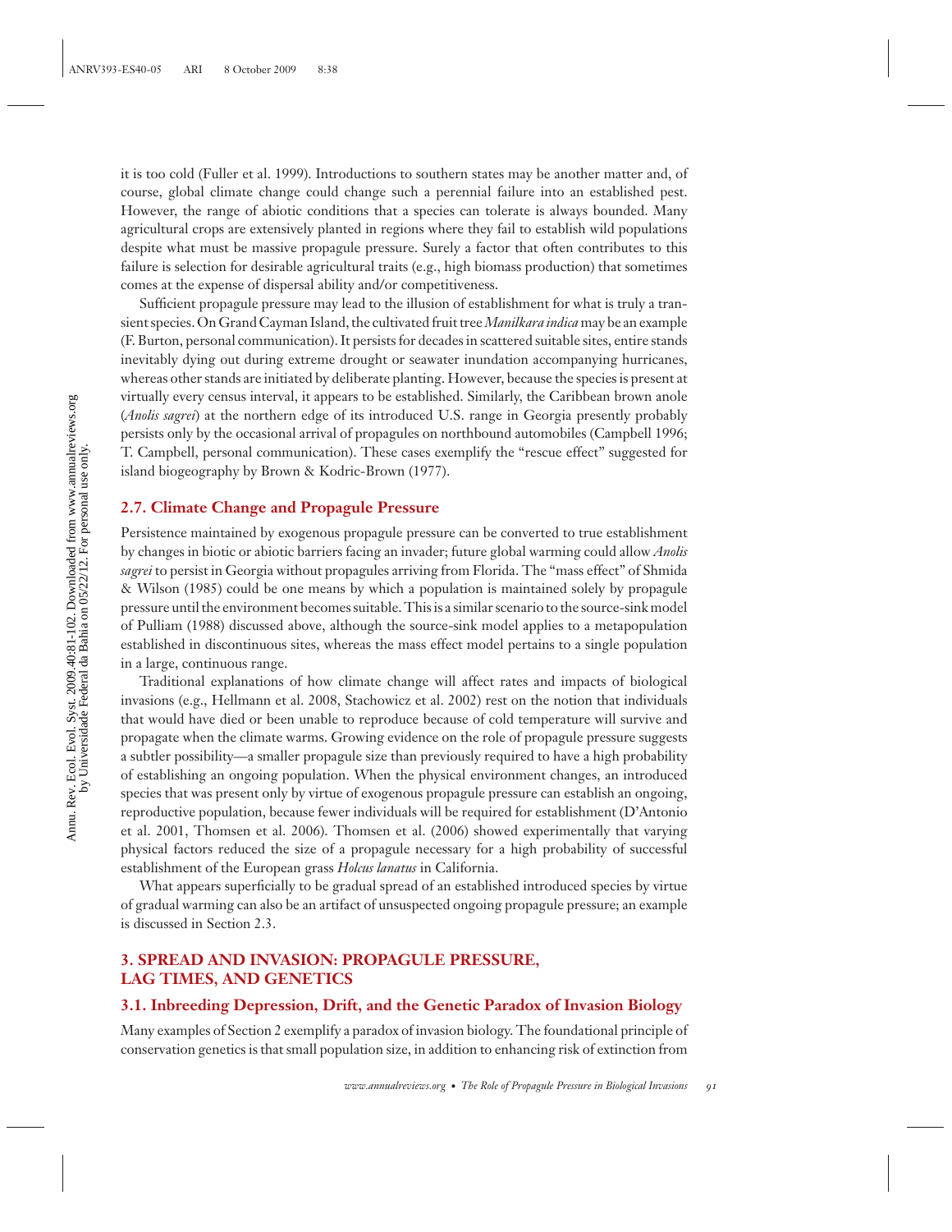it is too cold (Fuller et al. 1999). Introductions to southern states may be another matter and, of course, global climate change could change such a perennial failure into an established pest. However, the range of abiotic conditions that a species can tolerate is always bounded. Many agricultural crops are extensively planted in regions where they fail to establish wild populations despite what must be massive propagule pressure. Surely a factor that often contributes to this failure is selection for desirable agricultural traits (e.g., high biomass production) that sometimes comes at the expense of dispersal ability and/or competitiveness.

Sufficient propagule pressure may lead to the illusion of establishment for what is truly a transient species. On Grand Cayman Island, the cultivated fruit tree *Manilkara indica* may be an example (F. Burton, personal communication). It persists for decades in scattered suitable sites, entire stands inevitably dying out during extreme drought or seawater inundation accompanying hurricanes, whereas other stands are initiated by deliberate planting. However, because the species is present at virtually every census interval, it appears to be established. Similarly, the Caribbean brown anole (*Anolis sagrei*) at the northern edge of its introduced U.S. range in Georgia presently probably persists only by the occasional arrival of propagules on northbound automobiles (Campbell 1996; T. Campbell, personal communication). These cases exemplify the "rescue effect" suggested for island biogeography by Brown & Kodric-Brown (1977).

## 2.7. Climate Change and Propagule Pressure

Persistence maintained by exogenous propagule pressure can be converted to true establishment by changes in biotic or abiotic barriers facing an invader; future global warming could allow *Anolis sagrei* to persist in Georgia without propagules arriving from Florida. The "mass effect" of Shmida & Wilson (1985) could be one means by which a population is maintained solely by propagule pressure until the environment becomes suitable. This is a similar scenario to the source-sink model of Pulliam (1988) discussed above, although the source-sink model applies to a metapopulation established in discontinuous sites, whereas the mass effect model pertains to a single population in a large, continuous range.

Traditional explanations of how climate change will affect rates and impacts of biological invasions (e.g., Hellmann et al. 2008, Stachowicz et al. 2002) rest on the notion that individuals that would have died or been unable to reproduce because of cold temperature will survive and propagate when the climate warms. Growing evidence on the role of propagule pressure suggests a subtler possibility—a smaller propagule size than previously required to have a high probability of establishing an ongoing population. When the physical environment changes, an introduced species that was present only by virtue of exogenous propagule pressure can establish an ongoing, reproductive population, because fewer individuals will be required for establishment (D'Antonio et al. 2001, Thomsen et al. 2006). Thomsen et al. (2006) showed experimentally that varying physical factors reduced the size of a propagule necessary for a high probability of successful establishment of the European grass *Holcus lanatus* in California.

What appears superficially to be gradual spread of an established introduced species by virtue of gradual warming can also be an artifact of unsuspected ongoing propagule pressure; an example is discussed in Section 2.3.

# 3. SPREAD AND INVASION: PROPAGULE PRESSURE, LAG TIMES, AND GENETICS

## 3.1. Inbreeding Depression, Drift, and the Genetic Paradox of Invasion Biology

Many examples of Section 2 exemplify a paradox of invasion biology. The foundational principle of conservation genetics is that small population size, in addition to enhancing risk of extinction from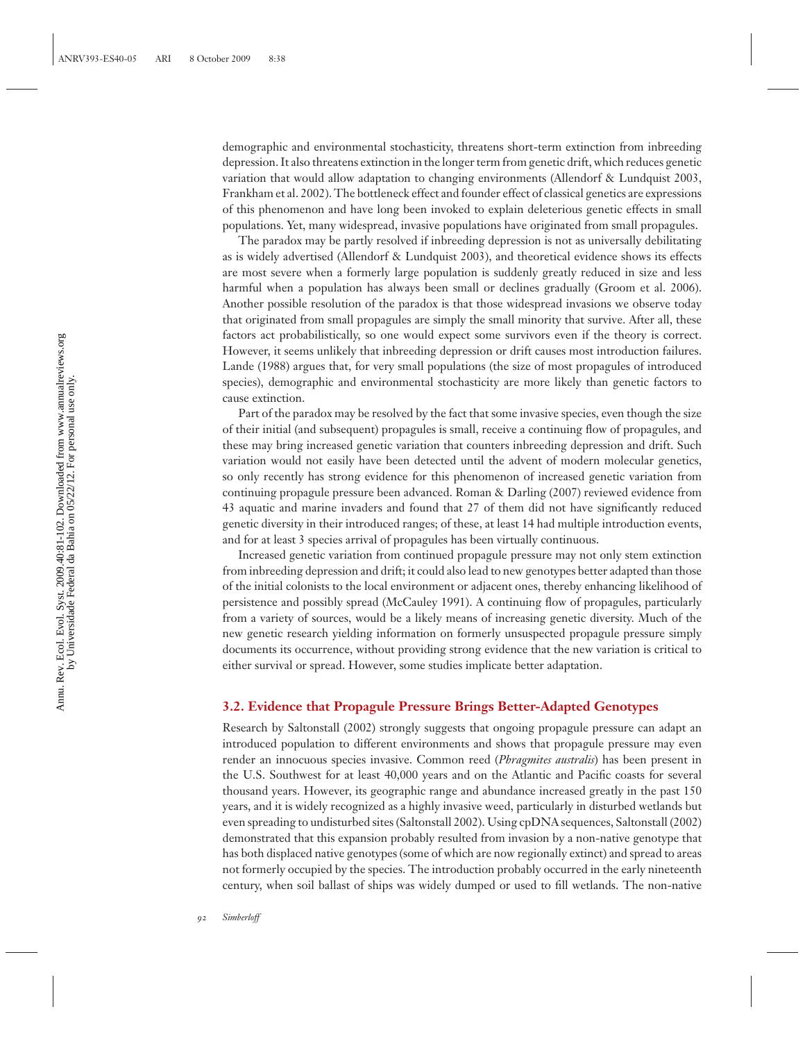demographic and environmental stochasticity, threatens short-term extinction from inbreeding depression. It also threatens extinction in the longer term from genetic drift, which reduces genetic variation that would allow adaptation to changing environments (Allendorf & Lundquist 2003, Frankham et al. 2002). The bottleneck effect and founder effect of classical genetics are expressions of this phenomenon and have long been invoked to explain deleterious genetic effects in small populations. Yet, many widespread, invasive populations have originated from small propagules.

The paradox may be partly resolved if inbreeding depression is not as universally debilitating as is widely advertised (Allendorf & Lundquist 2003), and theoretical evidence shows its effects are most severe when a formerly large population is suddenly greatly reduced in size and less harmful when a population has always been small or declines gradually (Groom et al. 2006). Another possible resolution of the paradox is that those widespread invasions we observe today that originated from small propagules are simply the small minority that survive. After all, these factors act probabilistically, so one would expect some survivors even if the theory is correct. However, it seems unlikely that inbreeding depression or drift causes most introduction failures. Lande (1988) argues that, for very small populations (the size of most propagules of introduced species), demographic and environmental stochasticity are more likely than genetic factors to cause extinction.

Part of the paradox may be resolved by the fact that some invasive species, even though the size of their initial (and subsequent) propagules is small, receive a continuing flow of propagules, and these may bring increased genetic variation that counters inbreeding depression and drift. Such variation would not easily have been detected until the advent of modern molecular genetics, so only recently has strong evidence for this phenomenon of increased genetic variation from continuing propagule pressure been advanced. Roman & Darling (2007) reviewed evidence from 43 aquatic and marine invaders and found that 27 of them did not have significantly reduced genetic diversity in their introduced ranges; of these, at least 14 had multiple introduction events, and for at least 3 species arrival of propagules has been virtually continuous.

Increased genetic variation from continued propagule pressure may not only stem extinction from inbreeding depression and drift; it could also lead to new genotypes better adapted than those of the initial colonists to the local environment or adjacent ones, thereby enhancing likelihood of persistence and possibly spread (McCauley 1991). A continuing flow of propagules, particularly from a variety of sources, would be a likely means of increasing genetic diversity. Much of the new genetic research yielding information on formerly unsuspected propagule pressure simply documents its occurrence, without providing strong evidence that the new variation is critical to either survival or spread. However, some studies implicate better adaptation.

### 3.2. Evidence that Propagule Pressure Brings Better-Adapted Genotypes

Research by Saltonstall (2002) strongly suggests that ongoing propagule pressure can adapt an introduced population to different environments and shows that propagule pressure may even render an innocuous species invasive. Common reed (*Phragmites australis*) has been present in the U.S. Southwest for at least 40,000 years and on the Atlantic and Pacific coasts for several thousand years. However, its geographic range and abundance increased greatly in the past 150 years, and it is widely recognized as a highly invasive weed, particularly in disturbed wetlands but even spreading to undisturbed sites (Saltonstall 2002). Using cpDNA sequences, Saltonstall (2002) demonstrated that this expansion probably resulted from invasion by a non-native genotype that has both displaced native genotypes (some of which are now regionally extinct) and spread to areas not formerly occupied by the species. The introduction probably occurred in the early nineteenth century, when soil ballast of ships was widely dumped or used to fill wetlands. The non-native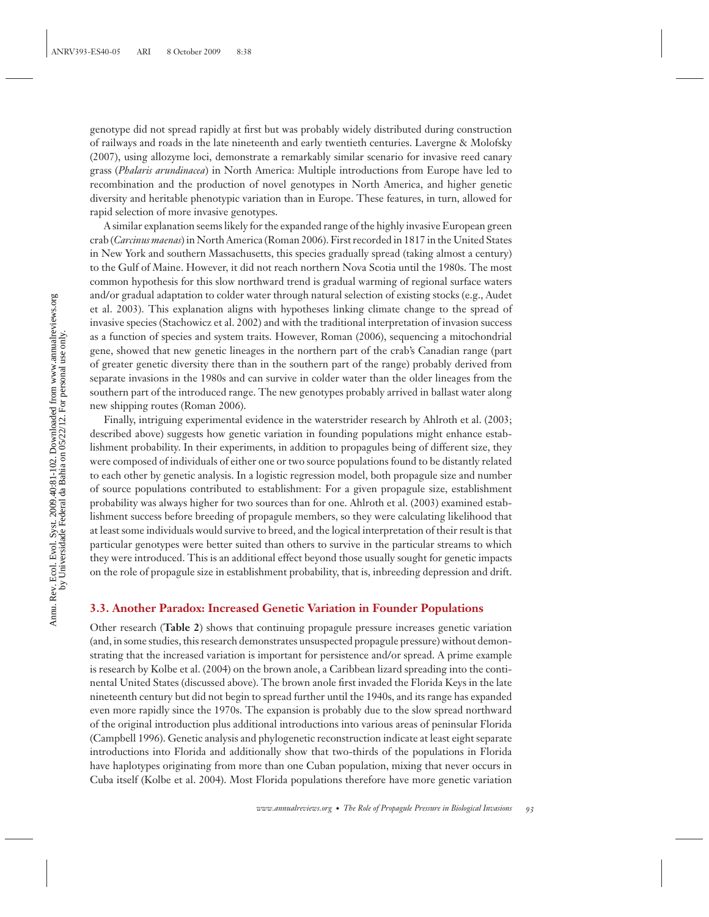genotype did not spread rapidly at first but was probably widely distributed during construction of railways and roads in the late nineteenth and early twentieth centuries. Lavergne & Molofsky (2007), using allozyme loci, demonstrate a remarkably similar scenario for invasive reed canary grass (*Phalaris arundinacea*) in North America: Multiple introductions from Europe have led to recombination and the production of novel genotypes in North America, and higher genetic diversity and heritable phenotypic variation than in Europe. These features, in turn, allowed for rapid selection of more invasive genotypes.

A similar explanation seems likely for the expanded range of the highly invasive European green crab (*Carcinus maenas*) in North America (Roman 2006). First recorded in 1817 in the United States in New York and southern Massachusetts, this species gradually spread (taking almost a century) to the Gulf of Maine. However, it did not reach northern Nova Scotia until the 1980s. The most common hypothesis for this slow northward trend is gradual warming of regional surface waters and/or gradual adaptation to colder water through natural selection of existing stocks (e.g., Audet et al. 2003). This explanation aligns with hypotheses linking climate change to the spread of invasive species (Stachowicz et al. 2002) and with the traditional interpretation of invasion success as a function of species and system traits. However, Roman (2006), sequencing a mitochondrial gene, showed that new genetic lineages in the northern part of the crab's Canadian range (part of greater genetic diversity there than in the southern part of the range) probably derived from separate invasions in the 1980s and can survive in colder water than the older lineages from the southern part of the introduced range. The new genotypes probably arrived in ballast water along new shipping routes (Roman 2006).

Finally, intriguing experimental evidence in the waterstrider research by Ahlroth et al. (2003; described above) suggests how genetic variation in founding populations might enhance establishment probability. In their experiments, in addition to propagules being of different size, they were composed of individuals of either one or two source populations found to be distantly related to each other by genetic analysis. In a logistic regression model, both propagule size and number of source populations contributed to establishment: For a given propagule size, establishment probability was always higher for two sources than for one. Ahlroth et al. (2003) examined establishment success before breeding of propagule members, so they were calculating likelihood that at least some individuals would survive to breed, and the logical interpretation of their result is that particular genotypes were better suited than others to survive in the particular streams to which they were introduced. This is an additional effect beyond those usually sought for genetic impacts on the role of propagule size in establishment probability, that is, inbreeding depression and drift.

### 3.3. Another Paradox: Increased Genetic Variation in Founder Populations

Other research (**Table 2**) shows that continuing propagule pressure increases genetic variation (and, in some studies, this research demonstrates unsuspected propagule pressure) without demonstrating that the increased variation is important for persistence and/or spread. A prime example is research by Kolbe et al. (2004) on the brown anole, a Caribbean lizard spreading into the continental United States (discussed above). The brown anole first invaded the Florida Keys in the late nineteenth century but did not begin to spread further until the 1940s, and its range has expanded even more rapidly since the 1970s. The expansion is probably due to the slow spread northward of the original introduction plus additional introductions into various areas of peninsular Florida (Campbell 1996). Genetic analysis and phylogenetic reconstruction indicate at least eight separate introductions into Florida and additionally show that two-thirds of the populations in Florida have haplotypes originating from more than one Cuban population, mixing that never occurs in Cuba itself (Kolbe et al. 2004). Most Florida populations therefore have more genetic variation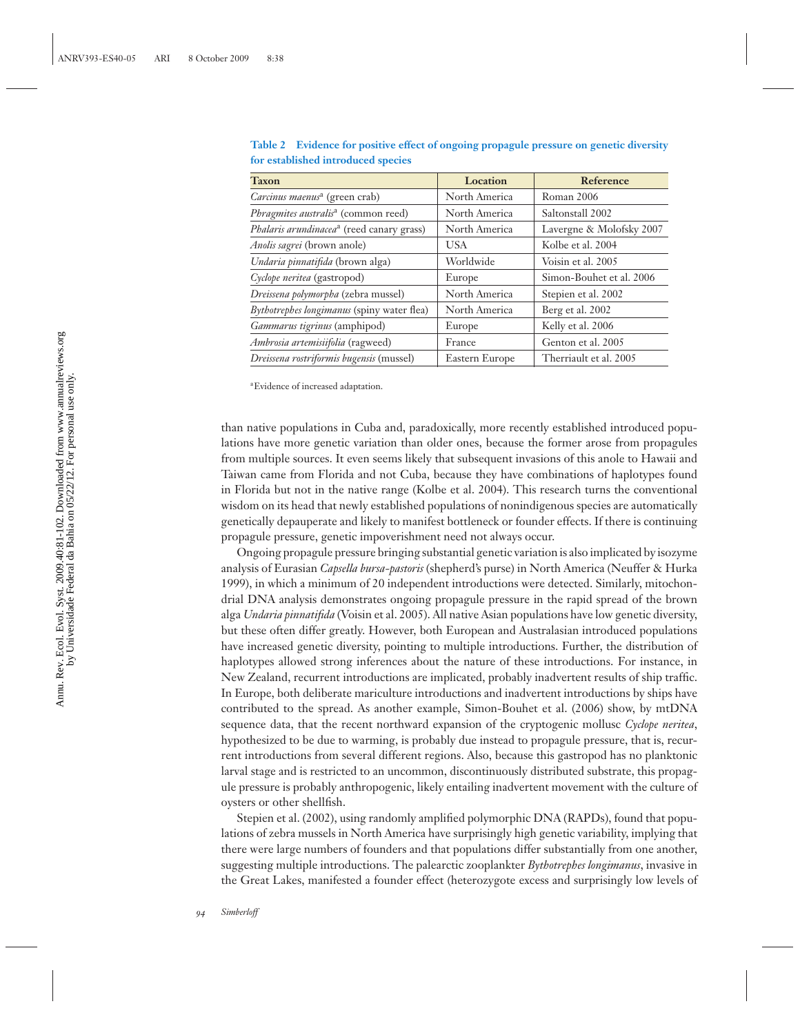**Table 2 Evidence for positive effect of ongoing propagule pressure on genetic diversity for established introduced species**

| Taxon | Location | Reference |
|---|---|---|
| *Carcinus maenus*[a] (green crab) | North America | Roman 2006 |
| *Phragmites australis*[a] (common reed) | North America | Saltonstall 2002 |
| *Phalaris arundinacea*[a] (reed canary grass) | North America | Lavergne & Molofsky 2007 |
| *Anolis sagrei* (brown anole) | USA | Kolbe et al. 2004 |
| *Undaria pinnatifida* (brown alga) | Worldwide | Voisin et al. 2005 |
| *Cyclope neritea* (gastropod) | Europe | Simon-Bouhet et al. 2006 |
| *Dreissena polymorpha* (zebra mussel) | North America | Stepien et al. 2002 |
| *Bythotrephes longimanus* (spiny water flea) | North America | Berg et al. 2002 |
| *Gammarus tigrinus* (amphipod) | Europe | Kelly et al. 2006 |
| *Ambrosia artemisiifolia* (ragweed) | France | Genton et al. 2005 |
| *Dreissena rostriformis bugensis* (mussel) | Eastern Europe | Therriault et al. 2005 |

[a]Evidence of increased adaptation.

than native populations in Cuba and, paradoxically, more recently established introduced populations have more genetic variation than older ones, because the former arose from propagules from multiple sources. It even seems likely that subsequent invasions of this anole to Hawaii and Taiwan came from Florida and not Cuba, because they have combinations of haplotypes found in Florida but not in the native range (Kolbe et al. 2004). This research turns the conventional wisdom on its head that newly established populations of nonindigenous species are automatically genetically depauperate and likely to manifest bottleneck or founder effects. If there is continuing propagule pressure, genetic impoverishment need not always occur.

Ongoing propagule pressure bringing substantial genetic variation is also implicated by isozyme analysis of Eurasian *Capsella bursa-pastoris* (shepherd's purse) in North America (Neuffer & Hurka 1999), in which a minimum of 20 independent introductions were detected. Similarly, mitochondrial DNA analysis demonstrates ongoing propagule pressure in the rapid spread of the brown alga *Undaria pinnatifida* (Voisin et al. 2005). All native Asian populations have low genetic diversity, but these often differ greatly. However, both European and Australasian introduced populations have increased genetic diversity, pointing to multiple introductions. Further, the distribution of haplotypes allowed strong inferences about the nature of these introductions. For instance, in New Zealand, recurrent introductions are implicated, probably inadvertent results of ship traffic. In Europe, both deliberate mariculture introductions and inadvertent introductions by ships have contributed to the spread. As another example, Simon-Bouhet et al. (2006) show, by mtDNA sequence data, that the recent northward expansion of the cryptogenic mollusc *Cyclope neritea*, hypothesized to be due to warming, is probably due instead to propagule pressure, that is, recurrent introductions from several different regions. Also, because this gastropod has no planktonic larval stage and is restricted to an uncommon, discontinuously distributed substrate, this propagule pressure is probably anthropogenic, likely entailing inadvertent movement with the culture of oysters or other shellfish.

Stepien et al. (2002), using randomly amplified polymorphic DNA (RAPDs), found that populations of zebra mussels in North America have surprisingly high genetic variability, implying that there were large numbers of founders and that populations differ substantially from one another, suggesting multiple introductions. The palearctic zooplankter *Bythotrephes longimanus*, invasive in the Great Lakes, manifested a founder effect (heterozygote excess and surprisingly low levels of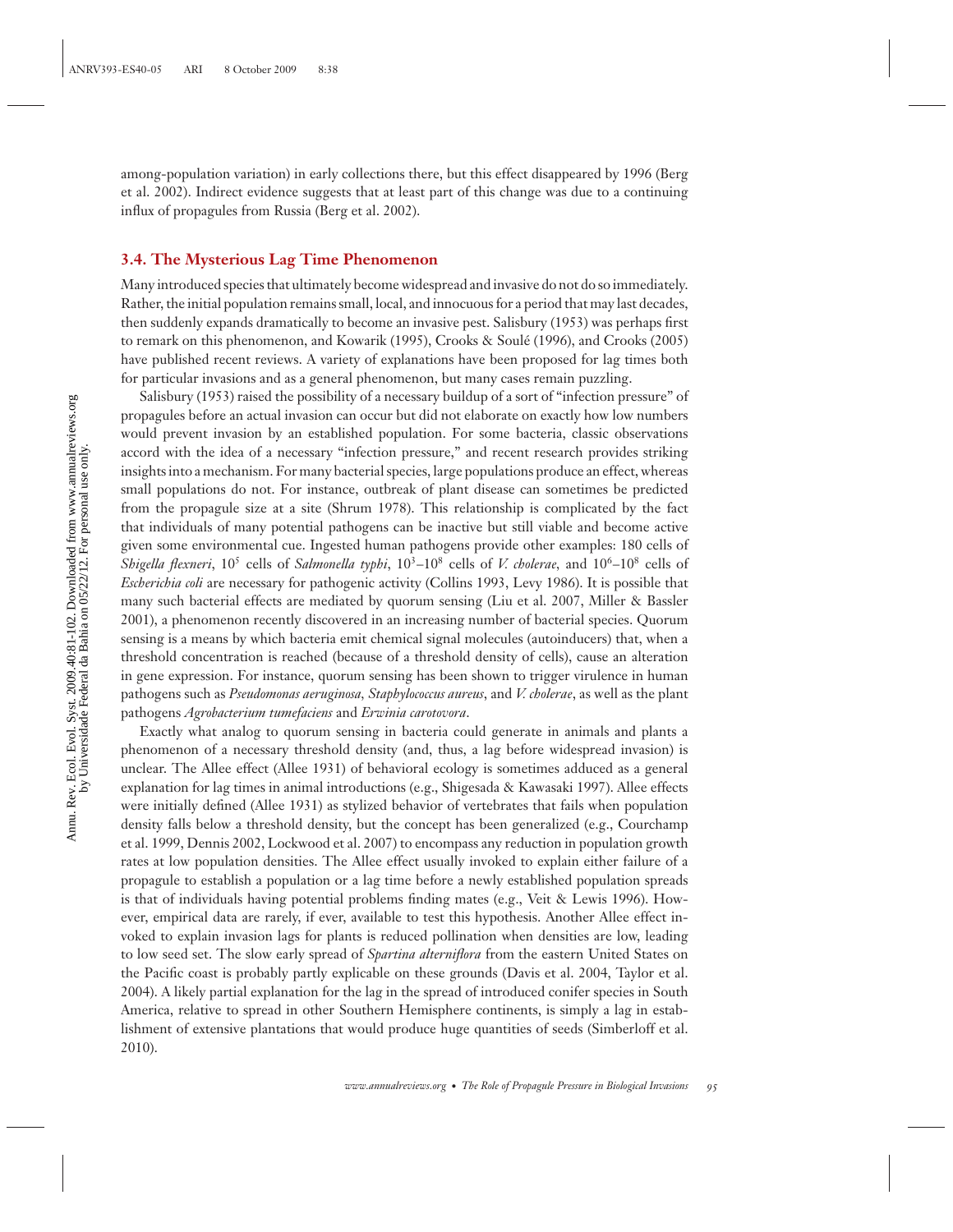among-population variation) in early collections there, but this effect disappeared by 1996 (Berg et al. 2002). Indirect evidence suggests that at least part of this change was due to a continuing influx of propagules from Russia (Berg et al. 2002).

### 3.4. The Mysterious Lag Time Phenomenon

Many introduced species that ultimately become widespread and invasive do not do so immediately. Rather, the initial population remains small, local, and innocuous for a period that may last decades, then suddenly expands dramatically to become an invasive pest. Salisbury (1953) was perhaps first to remark on this phenomenon, and Kowarik (1995), Crooks & Soulé (1996), and Crooks (2005) have published recent reviews. A variety of explanations have been proposed for lag times both for particular invasions and as a general phenomenon, but many cases remain puzzling.

Salisbury (1953) raised the possibility of a necessary buildup of a sort of "infection pressure" of propagules before an actual invasion can occur but did not elaborate on exactly how low numbers would prevent invasion by an established population. For some bacteria, classic observations accord with the idea of a necessary "infection pressure," and recent research provides striking insights into a mechanism. For many bacterial species, large populations produce an effect, whereas small populations do not. For instance, outbreak of plant disease can sometimes be predicted from the propagule size at a site (Shrum 1978). This relationship is complicated by the fact that individuals of many potential pathogens can be inactive but still viable and become active given some environmental cue. Ingested human pathogens provide other examples: 180 cells of *Shigella flexneri*, $10^5$ cells of *Salmonella typhi*, $10^3$–$10^8$ cells of *V. cholerae*, and $10^6$–$10^8$ cells of *Escherichia coli* are necessary for pathogenic activity (Collins 1993, Levy 1986). It is possible that many such bacterial effects are mediated by quorum sensing (Liu et al. 2007, Miller & Bassler 2001), a phenomenon recently discovered in an increasing number of bacterial species. Quorum sensing is a means by which bacteria emit chemical signal molecules (autoinducers) that, when a threshold concentration is reached (because of a threshold density of cells), cause an alteration in gene expression. For instance, quorum sensing has been shown to trigger virulence in human pathogens such as *Pseudomonas aeruginosa*, *Staphylococcus aureus*, and *V. cholerae*, as well as the plant pathogens *Agrobacterium tumefaciens* and *Erwinia carotovora*.

Exactly what analog to quorum sensing in bacteria could generate in animals and plants a phenomenon of a necessary threshold density (and, thus, a lag before widespread invasion) is unclear. The Allee effect (Allee 1931) of behavioral ecology is sometimes adduced as a general explanation for lag times in animal introductions (e.g., Shigesada & Kawasaki 1997). Allee effects were initially defined (Allee 1931) as stylized behavior of vertebrates that fails when population density falls below a threshold density, but the concept has been generalized (e.g., Courchamp et al. 1999, Dennis 2002, Lockwood et al. 2007) to encompass any reduction in population growth rates at low population densities. The Allee effect usually invoked to explain either failure of a propagule to establish a population or a lag time before a newly established population spreads is that of individuals having potential problems finding mates (e.g., Veit & Lewis 1996). However, empirical data are rarely, if ever, available to test this hypothesis. Another Allee effect invoked to explain invasion lags for plants is reduced pollination when densities are low, leading to low seed set. The slow early spread of *Spartina alterniflora* from the eastern United States on the Pacific coast is probably partly explicable on these grounds (Davis et al. 2004, Taylor et al. 2004). A likely partial explanation for the lag in the spread of introduced conifer species in South America, relative to spread in other Southern Hemisphere continents, is simply a lag in establishment of extensive plantations that would produce huge quantities of seeds (Simberloff et al. 2010).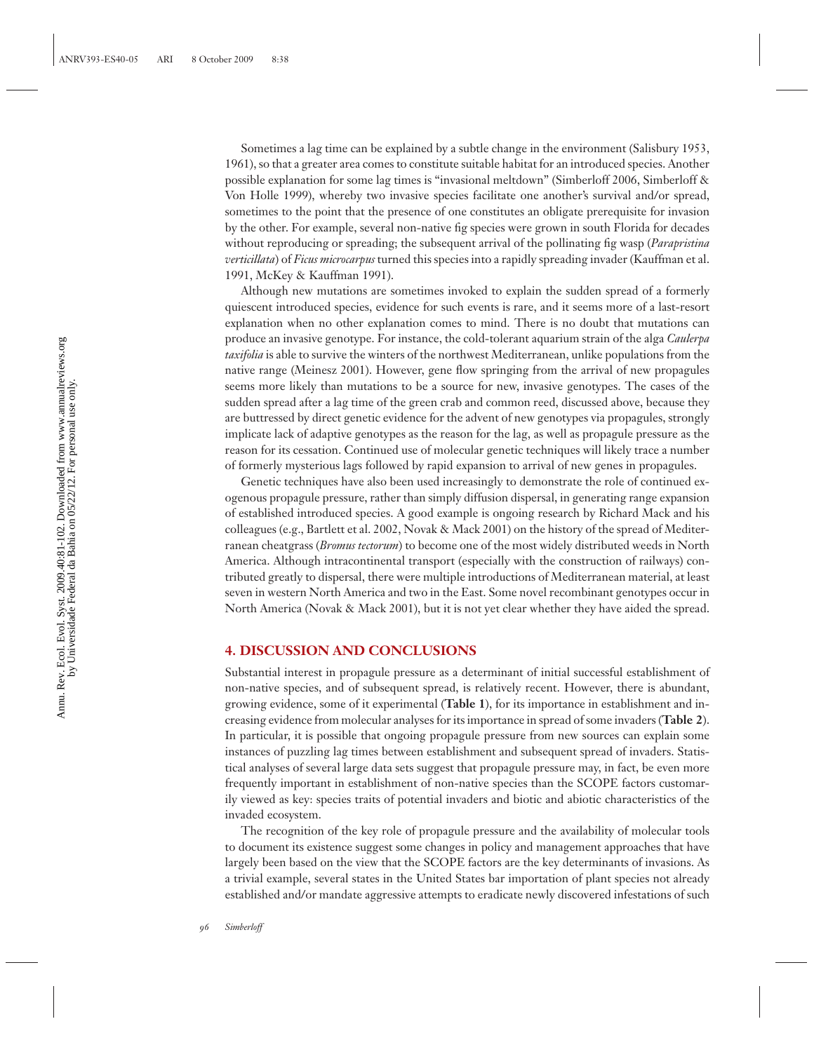Sometimes a lag time can be explained by a subtle change in the environment (Salisbury 1953, 1961), so that a greater area comes to constitute suitable habitat for an introduced species. Another possible explanation for some lag times is "invasional meltdown" (Simberloff 2006, Simberloff & Von Holle 1999), whereby two invasive species facilitate one another's survival and/or spread, sometimes to the point that the presence of one constitutes an obligate prerequisite for invasion by the other. For example, several non-native fig species were grown in south Florida for decades without reproducing or spreading; the subsequent arrival of the pollinating fig wasp (*Parapristina verticillata*) of *Ficus microcarpus* turned this species into a rapidly spreading invader (Kauffman et al. 1991, McKey & Kauffman 1991).

Although new mutations are sometimes invoked to explain the sudden spread of a formerly quiescent introduced species, evidence for such events is rare, and it seems more of a last-resort explanation when no other explanation comes to mind. There is no doubt that mutations can produce an invasive genotype. For instance, the cold-tolerant aquarium strain of the alga *Caulerpa taxifolia* is able to survive the winters of the northwest Mediterranean, unlike populations from the native range (Meinesz 2001). However, gene flow springing from the arrival of new propagules seems more likely than mutations to be a source for new, invasive genotypes. The cases of the sudden spread after a lag time of the green crab and common reed, discussed above, because they are buttressed by direct genetic evidence for the advent of new genotypes via propagules, strongly implicate lack of adaptive genotypes as the reason for the lag, as well as propagule pressure as the reason for its cessation. Continued use of molecular genetic techniques will likely trace a number of formerly mysterious lags followed by rapid expansion to arrival of new genes in propagules.

Genetic techniques have also been used increasingly to demonstrate the role of continued exogenous propagule pressure, rather than simply diffusion dispersal, in generating range expansion of established introduced species. A good example is ongoing research by Richard Mack and his colleagues (e.g., Bartlett et al. 2002, Novak & Mack 2001) on the history of the spread of Mediterranean cheatgrass (*Bromus tectorum*) to become one of the most widely distributed weeds in North America. Although intracontinental transport (especially with the construction of railways) contributed greatly to dispersal, there were multiple introductions of Mediterranean material, at least seven in western North America and two in the East. Some novel recombinant genotypes occur in North America (Novak & Mack 2001), but it is not yet clear whether they have aided the spread.

## 4. DISCUSSION AND CONCLUSIONS

Substantial interest in propagule pressure as a determinant of initial successful establishment of non-native species, and of subsequent spread, is relatively recent. However, there is abundant, growing evidence, some of it experimental (**Table 1**), for its importance in establishment and increasing evidence from molecular analyses for its importance in spread of some invaders (**Table 2**). In particular, it is possible that ongoing propagule pressure from new sources can explain some instances of puzzling lag times between establishment and subsequent spread of invaders. Statistical analyses of several large data sets suggest that propagule pressure may, in fact, be even more frequently important in establishment of non-native species than the SCOPE factors customarily viewed as key: species traits of potential invaders and biotic and abiotic characteristics of the invaded ecosystem.

The recognition of the key role of propagule pressure and the availability of molecular tools to document its existence suggest some changes in policy and management approaches that have largely been based on the view that the SCOPE factors are the key determinants of invasions. As a trivial example, several states in the United States bar importation of plant species not already established and/or mandate aggressive attempts to eradicate newly discovered infestations of such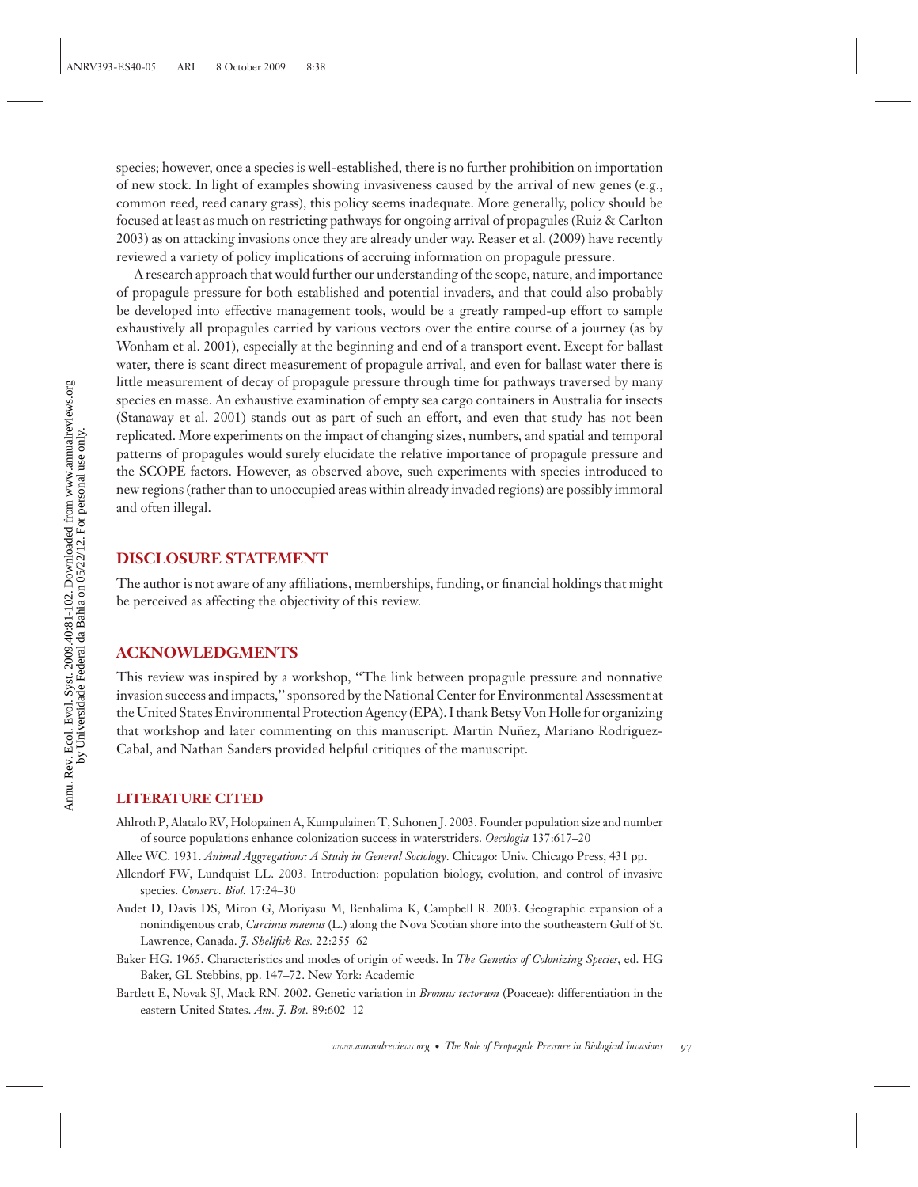species; however, once a species is well-established, there is no further prohibition on importation of new stock. In light of examples showing invasiveness caused by the arrival of new genes (e.g., common reed, reed canary grass), this policy seems inadequate. More generally, policy should be focused at least as much on restricting pathways for ongoing arrival of propagules (Ruiz & Carlton 2003) as on attacking invasions once they are already under way. Reaser et al. (2009) have recently reviewed a variety of policy implications of accruing information on propagule pressure.

A research approach that would further our understanding of the scope, nature, and importance of propagule pressure for both established and potential invaders, and that could also probably be developed into effective management tools, would be a greatly ramped-up effort to sample exhaustively all propagules carried by various vectors over the entire course of a journey (as by Wonham et al. 2001), especially at the beginning and end of a transport event. Except for ballast water, there is scant direct measurement of propagule arrival, and even for ballast water there is little measurement of decay of propagule pressure through time for pathways traversed by many species en masse. An exhaustive examination of empty sea cargo containers in Australia for insects (Stanaway et al. 2001) stands out as part of such an effort, and even that study has not been replicated. More experiments on the impact of changing sizes, numbers, and spatial and temporal patterns of propagules would surely elucidate the relative importance of propagule pressure and the SCOPE factors. However, as observed above, such experiments with species introduced to new regions (rather than to unoccupied areas within already invaded regions) are possibly immoral and often illegal.

## DISCLOSURE STATEMENT

The author is not aware of any affiliations, memberships, funding, or financial holdings that might be perceived as affecting the objectivity of this review.

## ACKNOWLEDGMENTS

This review was inspired by a workshop, "The link between propagule pressure and nonnative invasion success and impacts," sponsored by the National Center for Environmental Assessment at the United States Environmental Protection Agency (EPA). I thank Betsy Von Holle for organizing that workshop and later commenting on this manuscript. Martin Nuñez, Mariano Rodriguez-Cabal, and Nathan Sanders provided helpful critiques of the manuscript.

### LITERATURE CITED

Ahlroth P, Alatalo RV, Holopainen A, Kumpulainen T, Suhonen J. 2003. Founder population size and number of source populations enhance colonization success in waterstriders. *Oecologia* 137:617–20

Allee WC. 1931. *Animal Aggregations: A Study in General Sociology*. Chicago: Univ. Chicago Press, 431 pp.

Allendorf FW, Lundquist LL. 2003. Introduction: population biology, evolution, and control of invasive species. *Conserv. Biol.* 17:24–30

Audet D, Davis DS, Miron G, Moriyasu M, Benhalima K, Campbell R. 2003. Geographic expansion of a nonindigenous crab, *Carcinus maenus* (L.) along the Nova Scotian shore into the southeastern Gulf of St. Lawrence, Canada. *J. Shellfish Res.* 22:255–62

Baker HG. 1965. Characteristics and modes of origin of weeds. In *The Genetics of Colonizing Species*, ed. HG Baker, GL Stebbins, pp. 147–72. New York: Academic

Bartlett E, Novak SJ, Mack RN. 2002. Genetic variation in *Bromus tectorum* (Poaceae): differentiation in the eastern United States. *Am. J. Bot.* 89:602–12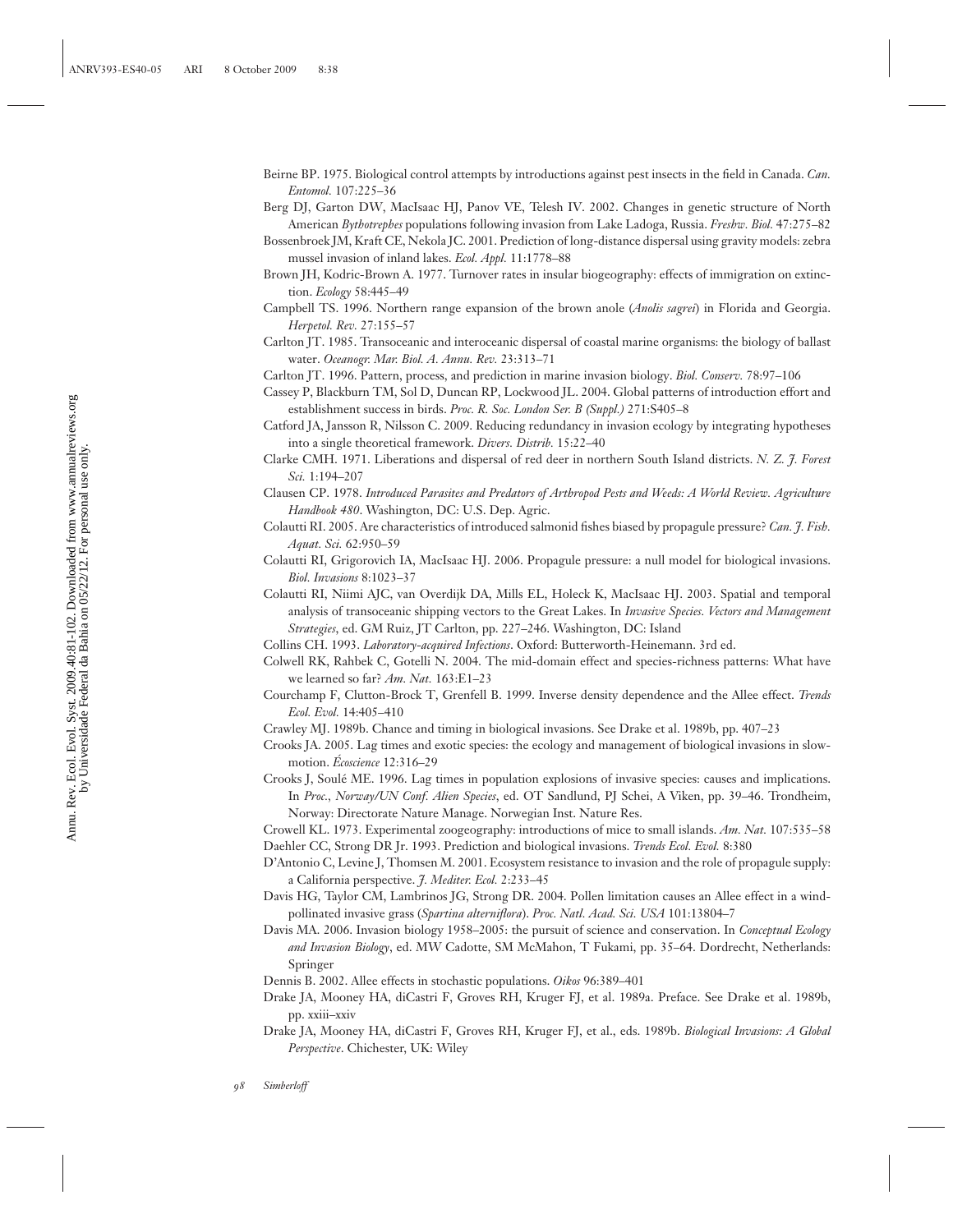Beirne BP. 1975. Biological control attempts by introductions against pest insects in the field in Canada. *Can. Entomol.* 107:225–36

Berg DJ, Garton DW, MacIsaac HJ, Panov VE, Telesh IV. 2002. Changes in genetic structure of North American *Bythotrephes* populations following invasion from Lake Ladoga, Russia. *Freshw. Biol.* 47:275–82

Bossenbroek JM, Kraft CE, Nekola JC. 2001. Prediction of long-distance dispersal using gravity models: zebra mussel invasion of inland lakes. *Ecol. Appl.* 11:1778–88

Brown JH, Kodric-Brown A. 1977. Turnover rates in insular biogeography: effects of immigration on extinction. *Ecology* 58:445–49

Campbell TS. 1996. Northern range expansion of the brown anole (*Anolis sagrei*) in Florida and Georgia. *Herpetol. Rev.* 27:155–57

Carlton JT. 1985. Transoceanic and interoceanic dispersal of coastal marine organisms: the biology of ballast water. *Oceanogr. Mar. Biol. A. Annu. Rev.* 23:313–71

Carlton JT. 1996. Pattern, process, and prediction in marine invasion biology. *Biol. Conserv.* 78:97–106

Cassey P, Blackburn TM, Sol D, Duncan RP, Lockwood JL. 2004. Global patterns of introduction effort and establishment success in birds. *Proc. R. Soc. London Ser. B (Suppl.)* 271:S405–8

Catford JA, Jansson R, Nilsson C. 2009. Reducing redundancy in invasion ecology by integrating hypotheses into a single theoretical framework. *Divers. Distrib.* 15:22–40

Clarke CMH. 1971. Liberations and dispersal of red deer in northern South Island districts. *N. Z. J. Forest Sci.* 1:194–207

Clausen CP. 1978. *Introduced Parasites and Predators of Arthropod Pests and Weeds: A World Review. Agriculture Handbook 480*. Washington, DC: U.S. Dep. Agric.

Colautti RI. 2005. Are characteristics of introduced salmonid fishes biased by propagule pressure? *Can. J. Fish. Aquat. Sci.* 62:950–59

Colautti RI, Grigorovich IA, MacIsaac HJ. 2006. Propagule pressure: a null model for biological invasions. *Biol. Invasions* 8:1023–37

Colautti RI, Niimi AJC, van Overdijk DA, Mills EL, Holeck K, MacIsaac HJ. 2003. Spatial and temporal analysis of transoceanic shipping vectors to the Great Lakes. In *Invasive Species. Vectors and Management Strategies*, ed. GM Ruiz, JT Carlton, pp. 227–246. Washington, DC: Island

Collins CH. 1993. *Laboratory-acquired Infections*. Oxford: Butterworth-Heinemann. 3rd ed.

Colwell RK, Rahbek C, Gotelli N. 2004. The mid-domain effect and species-richness patterns: What have we learned so far? *Am. Nat.* 163:E1–23

Courchamp F, Clutton-Brock T, Grenfell B. 1999. Inverse density dependence and the Allee effect. *Trends Ecol. Evol.* 14:405–410

Crawley MJ. 1989b. Chance and timing in biological invasions. See Drake et al. 1989b, pp. 407–23

Crooks JA. 2005. Lag times and exotic species: the ecology and management of biological invasions in slow-motion. *Écoscience* 12:316–29

Crooks J, Soulé ME. 1996. Lag times in population explosions of invasive species: causes and implications. In *Proc., Norway/UN Conf. Alien Species*, ed. OT Sandlund, PJ Schei, A Viken, pp. 39–46. Trondheim, Norway: Directorate Nature Manage. Norwegian Inst. Nature Res.

Crowell KL. 1973. Experimental zoogeography: introductions of mice to small islands. *Am. Nat.* 107:535–58

Daehler CC, Strong DR Jr. 1993. Prediction and biological invasions. *Trends Ecol. Evol.* 8:380

D'Antonio C, Levine J, Thomsen M. 2001. Ecosystem resistance to invasion and the role of propagule supply: a California perspective. *J. Mediter. Ecol.* 2:233–45

Davis HG, Taylor CM, Lambrinos JG, Strong DR. 2004. Pollen limitation causes an Allee effect in a wind-pollinated invasive grass (*Spartina alterniflora*). *Proc. Natl. Acad. Sci. USA* 101:13804–7

Davis MA. 2006. Invasion biology 1958–2005: the pursuit of science and conservation. In *Conceptual Ecology and Invasion Biology*, ed. MW Cadotte, SM McMahon, T Fukami, pp. 35–64. Dordrecht, Netherlands: Springer

Dennis B. 2002. Allee effects in stochastic populations. *Oikos* 96:389–401

Drake JA, Mooney HA, diCastri F, Groves RH, Kruger FJ, et al. 1989a. Preface. See Drake et al. 1989b, pp. xxiii–xxiv

Drake JA, Mooney HA, diCastri F, Groves RH, Kruger FJ, et al., eds. 1989b. *Biological Invasions: A Global Perspective*. Chichester, UK: Wiley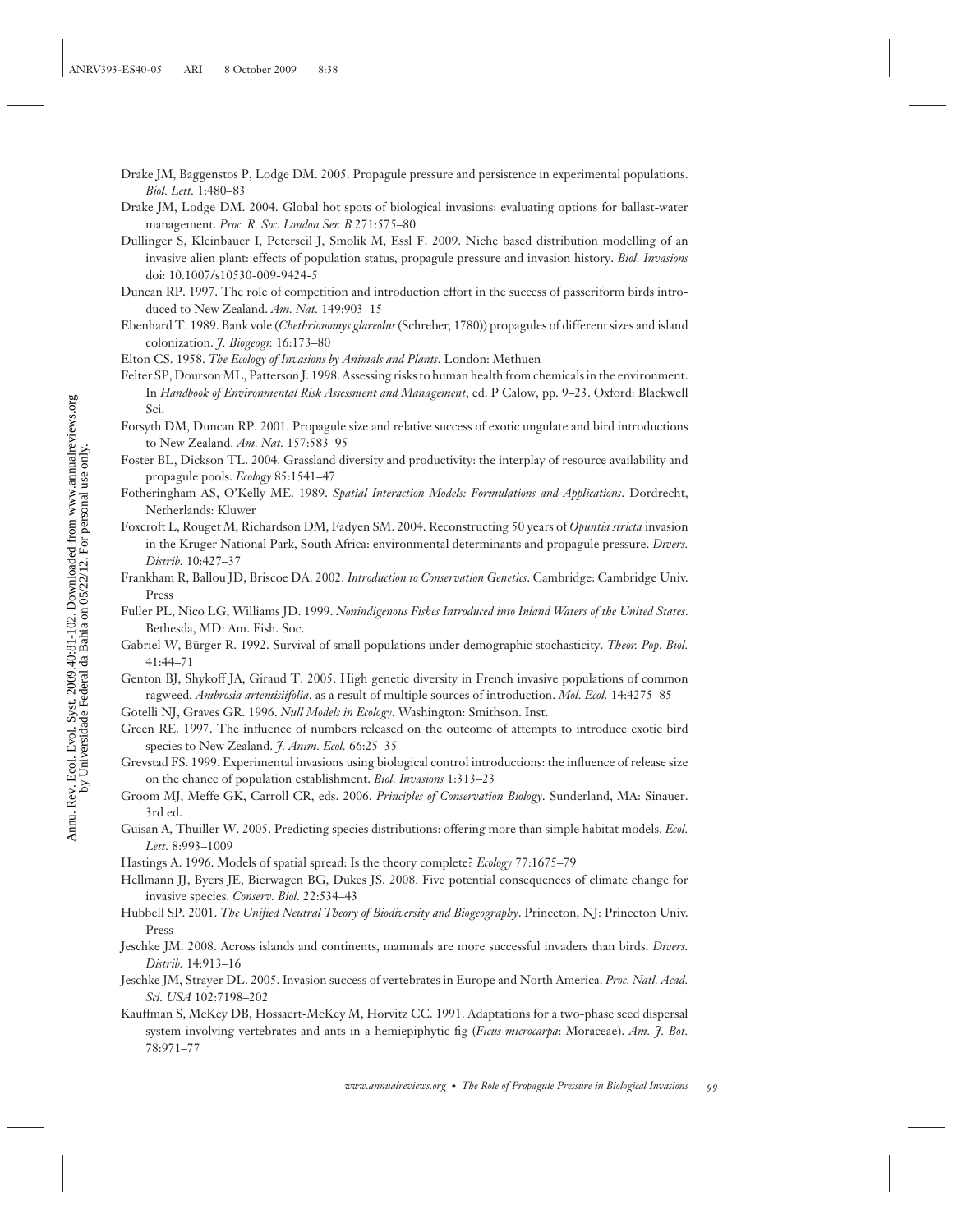Drake JM, Baggenstos P, Lodge DM. 2005. Propagule pressure and persistence in experimental populations. *Biol. Lett.* 1:480–83

Drake JM, Lodge DM. 2004. Global hot spots of biological invasions: evaluating options for ballast-water management. *Proc. R. Soc. London Ser. B* 271:575–80

Dullinger S, Kleinbauer I, Peterseil J, Smolik M, Essl F. 2009. Niche based distribution modelling of an invasive alien plant: effects of population status, propagule pressure and invasion history. *Biol. Invasions* doi: 10.1007/s10530-009-9424-5

Duncan RP. 1997. The role of competition and introduction effort in the success of passeriform birds introduced to New Zealand. *Am. Nat.* 149:903–15

Ebenhard T. 1989. Bank vole (*Chethrionomys glareolus* (Schreber, 1780)) propagules of different sizes and island colonization. *J. Biogeogr.* 16:173–80

Elton CS. 1958. *The Ecology of Invasions by Animals and Plants*. London: Methuen

Felter SP, Dourson ML, Patterson J. 1998. Assessing risks to human health from chemicals in the environment. In *Handbook of Environmental Risk Assessment and Management*, ed. P Calow, pp. 9–23. Oxford: Blackwell Sci.

Forsyth DM, Duncan RP. 2001. Propagule size and relative success of exotic ungulate and bird introductions to New Zealand. *Am. Nat.* 157:583–95

Foster BL, Dickson TL. 2004. Grassland diversity and productivity: the interplay of resource availability and propagule pools. *Ecology* 85:1541–47

Fotheringham AS, O'Kelly ME. 1989. *Spatial Interaction Models: Formulations and Applications*. Dordrecht, Netherlands: Kluwer

Foxcroft L, Rouget M, Richardson DM, Fadyen SM. 2004. Reconstructing 50 years of *Opuntia stricta* invasion in the Kruger National Park, South Africa: environmental determinants and propagule pressure. *Divers. Distrib.* 10:427–37

Frankham R, Ballou JD, Briscoe DA. 2002. *Introduction to Conservation Genetics*. Cambridge: Cambridge Univ. Press

Fuller PL, Nico LG, Williams JD. 1999. *Nonindigenous Fishes Introduced into Inland Waters of the United States*. Bethesda, MD: Am. Fish. Soc.

Gabriel W, Bürger R. 1992. Survival of small populations under demographic stochasticity. *Theor. Pop. Biol.* 41:44–71

Genton BJ, Shykoff JA, Giraud T. 2005. High genetic diversity in French invasive populations of common ragweed, *Ambrosia artemisiifolia*, as a result of multiple sources of introduction. *Mol. Ecol.* 14:4275–85

Gotelli NJ, Graves GR. 1996. *Null Models in Ecology*. Washington: Smithson. Inst.

Green RE. 1997. The influence of numbers released on the outcome of attempts to introduce exotic bird species to New Zealand. *J. Anim. Ecol.* 66:25–35

Grevstad FS. 1999. Experimental invasions using biological control introductions: the influence of release size on the chance of population establishment. *Biol. Invasions* 1:313–23

Groom MJ, Meffe GK, Carroll CR, eds. 2006. *Principles of Conservation Biology*. Sunderland, MA: Sinauer. 3rd ed.

Guisan A, Thuiller W. 2005. Predicting species distributions: offering more than simple habitat models. *Ecol. Lett.* 8:993–1009

Hastings A. 1996. Models of spatial spread: Is the theory complete? *Ecology* 77:1675–79

Hellmann JJ, Byers JE, Bierwagen BG, Dukes JS. 2008. Five potential consequences of climate change for invasive species. *Conserv. Biol.* 22:534–43

Hubbell SP. 2001. *The Unified Neutral Theory of Biodiversity and Biogeography*. Princeton, NJ: Princeton Univ. Press

Jeschke JM. 2008. Across islands and continents, mammals are more successful invaders than birds. *Divers. Distrib.* 14:913–16

Jeschke JM, Strayer DL. 2005. Invasion success of vertebrates in Europe and North America. *Proc. Natl. Acad. Sci. USA* 102:7198–202

Kauffman S, McKey DB, Hossaert-McKey M, Horvitz CC. 1991. Adaptations for a two-phase seed dispersal system involving vertebrates and ants in a hemiepiphytic fig (*Ficus microcarpa*: Moraceae). *Am. J. Bot.* 78:971–77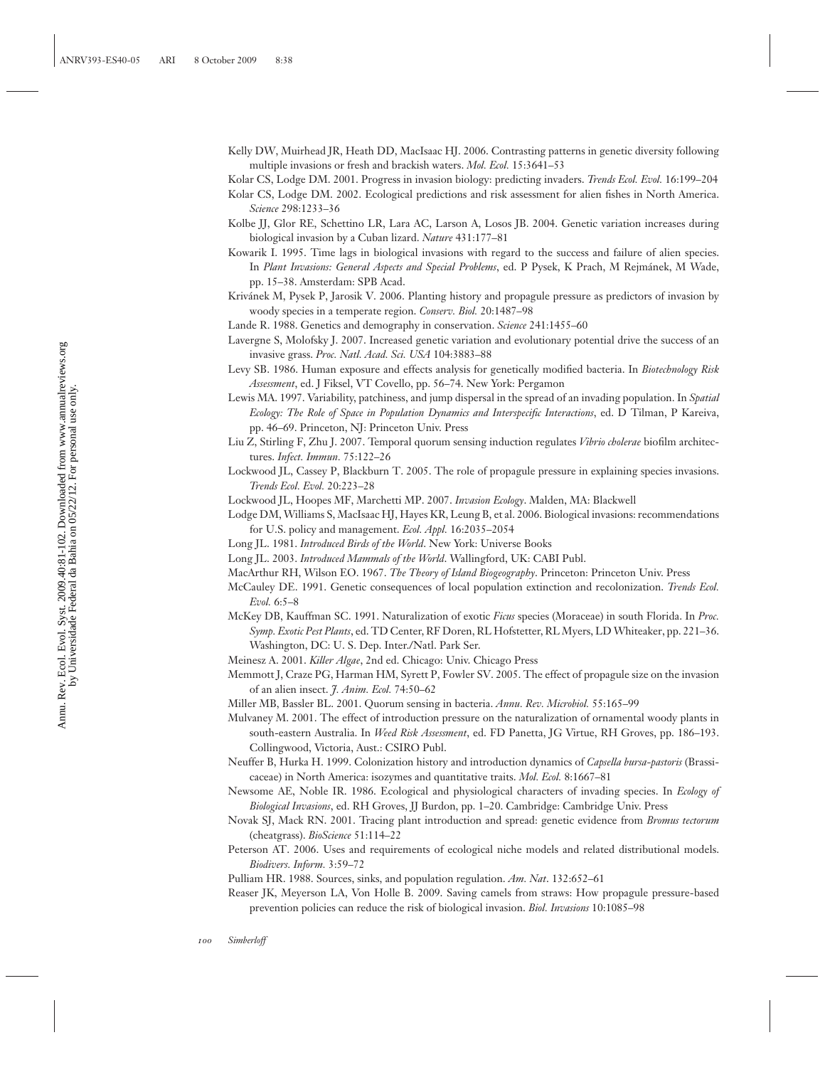Kelly DW, Muirhead JR, Heath DD, MacIsaac HJ. 2006. Contrasting patterns in genetic diversity following multiple invasions or fresh and brackish waters. *Mol. Ecol.* 15:3641–53

Kolar CS, Lodge DM. 2001. Progress in invasion biology: predicting invaders. *Trends Ecol. Evol.* 16:199–204

Kolar CS, Lodge DM. 2002. Ecological predictions and risk assessment for alien fishes in North America. *Science* 298:1233–36

Kolbe JJ, Glor RE, Schettino LR, Lara AC, Larson A, Losos JB. 2004. Genetic variation increases during biological invasion by a Cuban lizard. *Nature* 431:177–81

Kowarik I. 1995. Time lags in biological invasions with regard to the success and failure of alien species. In *Plant Invasions: General Aspects and Special Problems*, ed. P Pysek, K Prach, M Rejmánek, M Wade, pp. 15–38. Amsterdam: SPB Acad.

Kriváněk M, Pysek P, Jarosik V. 2006. Planting history and propagule pressure as predictors of invasion by woody species in a temperate region. *Conserv. Biol.* 20:1487–98

Lande R. 1988. Genetics and demography in conservation. *Science* 241:1455–60

Lavergne S, Molofsky J. 2007. Increased genetic variation and evolutionary potential drive the success of an invasive grass. *Proc. Natl. Acad. Sci. USA* 104:3883–88

Levy SB. 1986. Human exposure and effects analysis for genetically modified bacteria. In *Biotechnology Risk Assessment*, ed. J Fiksel, VT Covello, pp. 56–74. New York: Pergamon

Lewis MA. 1997. Variability, patchiness, and jump dispersal in the spread of an invading population. In *Spatial Ecology: The Role of Space in Population Dynamics and Interspecific Interactions*, ed. D Tilman, P Kareiva, pp. 46–69. Princeton, NJ: Princeton Univ. Press

Liu Z, Stirling F, Zhu J. 2007. Temporal quorum sensing induction regulates *Vibrio cholerae* biofilm architectures. *Infect. Immun.* 75:122–26

Lockwood JL, Cassey P, Blackburn T. 2005. The role of propagule pressure in explaining species invasions. *Trends Ecol. Evol.* 20:223–28

Lockwood JL, Hoopes MF, Marchetti MP. 2007. *Invasion Ecology*. Malden, MA: Blackwell

Lodge DM, Williams S, MacIsaac HJ, Hayes KR, Leung B, et al. 2006. Biological invasions: recommendations for U.S. policy and management. *Ecol. Appl.* 16:2035–2054

Long JL. 1981. *Introduced Birds of the World*. New York: Universe Books

Long JL. 2003. *Introduced Mammals of the World*. Wallingford, UK: CABI Publ.

MacArthur RH, Wilson EO. 1967. *The Theory of Island Biogeography*. Princeton: Princeton Univ. Press

McCauley DE. 1991. Genetic consequences of local population extinction and recolonization. *Trends Ecol. Evol.* 6:5–8

McKey DB, Kauffman SC. 1991. Naturalization of exotic *Ficus* species (Moraceae) in south Florida. In *Proc. Symp. Exotic Pest Plants*, ed. TD Center, RF Doren, RL Hofstetter, RL Myers, LD Whiteaker, pp. 221–36. Washington, DC: U. S. Dep. Inter./Natl. Park Ser.

Meinesz A. 2001. *Killer Algae*, 2nd ed. Chicago: Univ. Chicago Press

Memmott J, Craze PG, Harman HM, Syrett P, Fowler SV. 2005. The effect of propagule size on the invasion of an alien insect. *J. Anim. Ecol.* 74:50–62

Miller MB, Bassler BL. 2001. Quorum sensing in bacteria. *Annu. Rev. Microbiol.* 55:165–99

Mulvaney M. 2001. The effect of introduction pressure on the naturalization of ornamental woody plants in south-eastern Australia. In *Weed Risk Assessment*, ed. FD Panetta, JG Virtue, RH Groves, pp. 186–193. Collingwood, Victoria, Aust.: CSIRO Publ.

Neuffer B, Hurka H. 1999. Colonization history and introduction dynamics of *Capsella bursa-pastoris* (Brassicaceae) in North America: isozymes and quantitative traits. *Mol. Ecol.* 8:1667–81

Newsome AE, Noble IR. 1986. Ecological and physiological characters of invading species. In *Ecology of Biological Invasions*, ed. RH Groves, JJ Burdon, pp. 1–20. Cambridge: Cambridge Univ. Press

Novak SJ, Mack RN. 2001. Tracing plant introduction and spread: genetic evidence from *Bromus tectorum* (cheatgrass). *BioScience* 51:114–22

Peterson AT. 2006. Uses and requirements of ecological niche models and related distributional models. *Biodivers. Inform.* 3:59–72

Pulliam HR. 1988. Sources, sinks, and population regulation. *Am. Nat*. 132:652–61

Reaser JK, Meyerson LA, Von Holle B. 2009. Saving camels from straws: How propagule pressure-based prevention policies can reduce the risk of biological invasion. *Biol. Invasions* 10:1085–98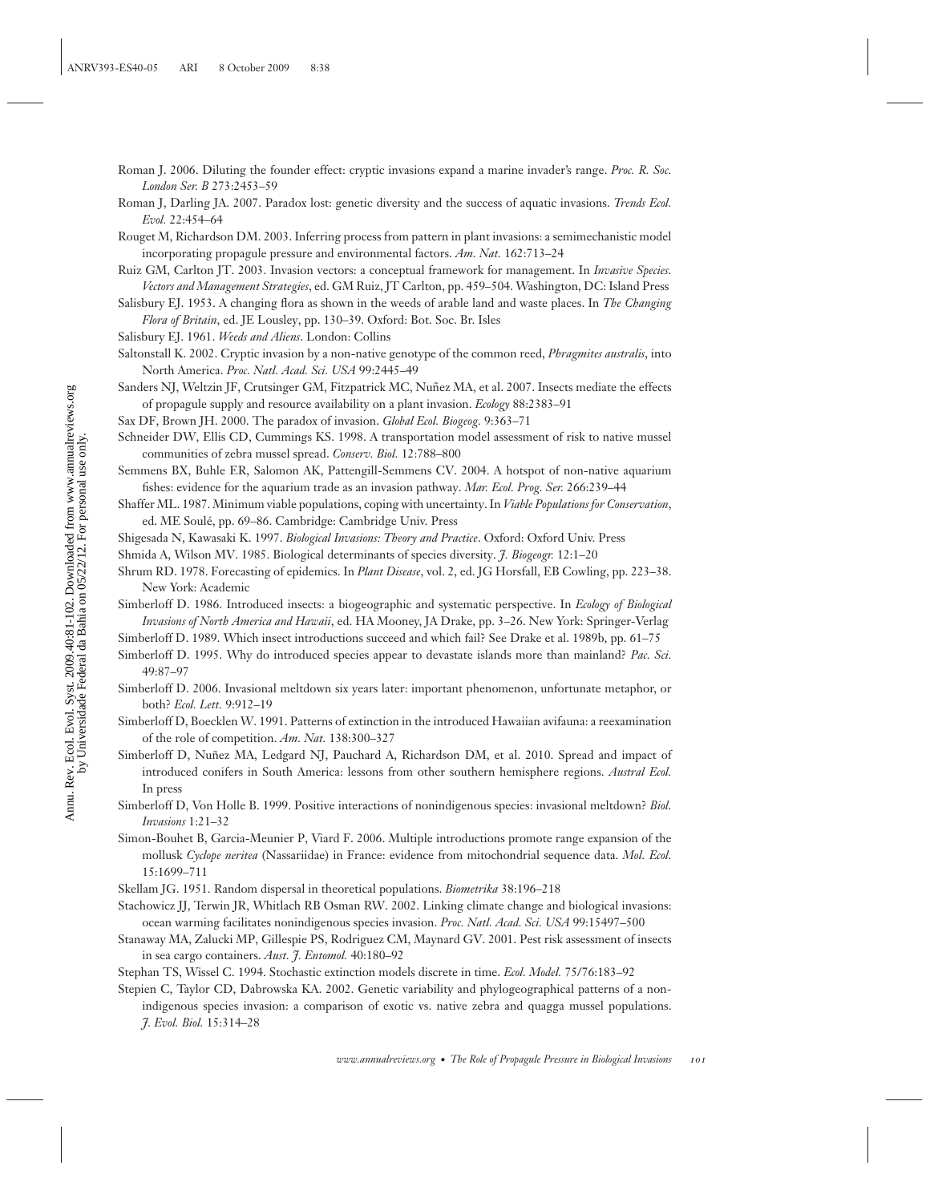Roman J. 2006. Diluting the founder effect: cryptic invasions expand a marine invader's range. *Proc. R. Soc. London Ser. B* 273:2453–59

Roman J, Darling JA. 2007. Paradox lost: genetic diversity and the success of aquatic invasions. *Trends Ecol. Evol.* 22:454–64

Rouget M, Richardson DM. 2003. Inferring process from pattern in plant invasions: a semimechanistic model incorporating propagule pressure and environmental factors. *Am. Nat.* 162:713–24

Ruiz GM, Carlton JT. 2003. Invasion vectors: a conceptual framework for management. In *Invasive Species. Vectors and Management Strategies*, ed. GM Ruiz, JT Carlton, pp. 459–504. Washington, DC: Island Press

Salisbury EJ. 1953. A changing flora as shown in the weeds of arable land and waste places. In *The Changing Flora of Britain*, ed. JE Lousley, pp. 130–39. Oxford: Bot. Soc. Br. Isles

Salisbury EJ. 1961. *Weeds and Aliens*. London: Collins

Saltonstall K. 2002. Cryptic invasion by a non-native genotype of the common reed, *Phragmites australis*, into North America. *Proc. Natl. Acad. Sci. USA* 99:2445–49

Sanders NJ, Weltzin JF, Crutsinger GM, Fitzpatrick MC, Nuñez MA, et al. 2007. Insects mediate the effects of propagule supply and resource availability on a plant invasion. *Ecology* 88:2383–91

Sax DF, Brown JH. 2000. The paradox of invasion. *Global Ecol. Biogeog.* 9:363–71

Schneider DW, Ellis CD, Cummings KS. 1998. A transportation model assessment of risk to native mussel communities of zebra mussel spread. *Conserv. Biol.* 12:788–800

Semmens BX, Buhle ER, Salomon AK, Pattengill-Semmens CV. 2004. A hotspot of non-native aquarium fishes: evidence for the aquarium trade as an invasion pathway. *Mar. Ecol. Prog. Ser.* 266:239–44

Shaffer ML. 1987. Minimum viable populations, coping with uncertainty. In *Viable Populations for Conservation*, ed. ME Soulé, pp. 69–86. Cambridge: Cambridge Univ. Press

Shigesada N, Kawasaki K. 1997. *Biological Invasions: Theory and Practice*. Oxford: Oxford Univ. Press

Shmida A, Wilson MV. 1985. Biological determinants of species diversity. *J. Biogeogr.* 12:1–20

Shrum RD. 1978. Forecasting of epidemics. In *Plant Disease*, vol. 2, ed. JG Horsfall, EB Cowling, pp. 223–38. New York: Academic

Simberloff D. 1986. Introduced insects: a biogeographic and systematic perspective. In *Ecology of Biological Invasions of North America and Hawaii*, ed. HA Mooney, JA Drake, pp. 3–26. New York: Springer-Verlag

Simberloff D. 1989. Which insect introductions succeed and which fail? See Drake et al. 1989b, pp. 61–75

Simberloff D. 1995. Why do introduced species appear to devastate islands more than mainland? *Pac. Sci.* 49:87–97

Simberloff D. 2006. Invasional meltdown six years later: important phenomenon, unfortunate metaphor, or both? *Ecol. Lett.* 9:912–19

Simberloff D, Boecklen W. 1991. Patterns of extinction in the introduced Hawaiian avifauna: a reexamination of the role of competition. *Am. Nat.* 138:300–327

Simberloff D, Nuñez MA, Ledgard NJ, Pauchard A, Richardson DM, et al. 2010. Spread and impact of introduced conifers in South America: lessons from other southern hemisphere regions. *Austral Ecol.* In press

Simberloff D, Von Holle B. 1999. Positive interactions of nonindigenous species: invasional meltdown? *Biol. Invasions* 1:21–32

Simon-Bouhet B, Garcia-Meunier P, Viard F. 2006. Multiple introductions promote range expansion of the mollusk *Cyclope neritea* (Nassariidae) in France: evidence from mitochondrial sequence data. *Mol. Ecol.* 15:1699–711

Skellam JG. 1951. Random dispersal in theoretical populations. *Biometrika* 38:196–218

Stachowicz JJ, Terwin JR, Whitlach RB Osman RW. 2002. Linking climate change and biological invasions: ocean warming facilitates nonindigenous species invasion. *Proc. Natl. Acad. Sci. USA* 99:15497–500

Stanaway MA, Zalucki MP, Gillespie PS, Rodriguez CM, Maynard GV. 2001. Pest risk assessment of insects in sea cargo containers. *Aust. J. Entomol.* 40:180–92

Stephan TS, Wissel C. 1994. Stochastic extinction models discrete in time. *Ecol. Model.* 75/76:183–92

Stepien C, Taylor CD, Dabrowska KA. 2002. Genetic variability and phylogeographical patterns of a nonindigenous species invasion: a comparison of exotic vs. native zebra and quagga mussel populations. *J. Evol. Biol.* 15:314–28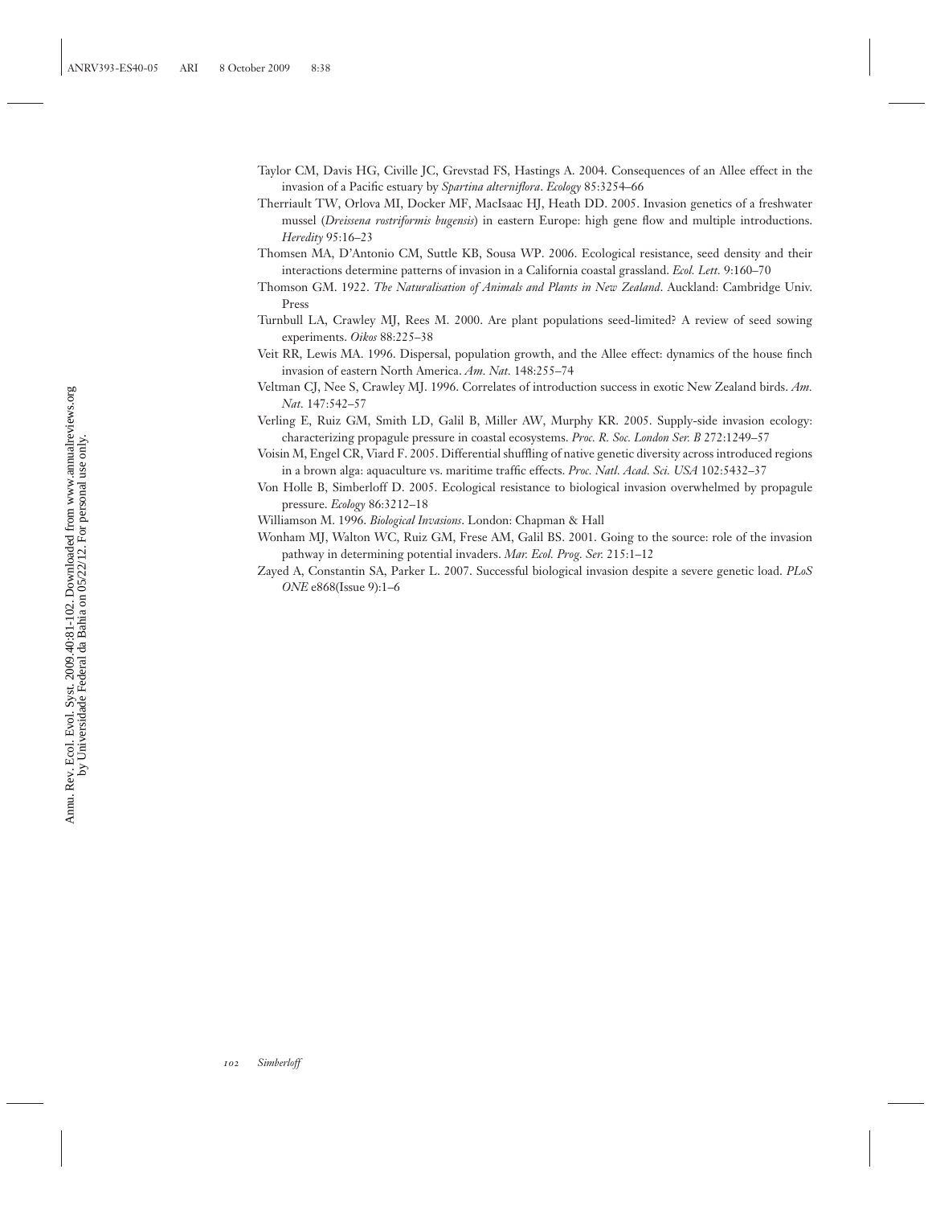Taylor CM, Davis HG, Civille JC, Grevstad FS, Hastings A. 2004. Consequences of an Allee effect in the invasion of a Pacific estuary by *Spartina alterniflora*. *Ecology* 85:3254–66

Therriault TW, Orlova MI, Docker MF, MacIsaac HJ, Heath DD. 2005. Invasion genetics of a freshwater mussel (*Dreissena rostriformis bugensis*) in eastern Europe: high gene flow and multiple introductions. *Heredity* 95:16–23

Thomsen MA, D'Antonio CM, Suttle KB, Sousa WP. 2006. Ecological resistance, seed density and their interactions determine patterns of invasion in a California coastal grassland. *Ecol. Lett.* 9:160–70

Thomson GM. 1922. *The Naturalisation of Animals and Plants in New Zealand*. Auckland: Cambridge Univ. Press

Turnbull LA, Crawley MJ, Rees M. 2000. Are plant populations seed-limited? A review of seed sowing experiments. *Oikos* 88:225–38

Veit RR, Lewis MA. 1996. Dispersal, population growth, and the Allee effect: dynamics of the house finch invasion of eastern North America. *Am. Nat.* 148:255–74

Veltman CJ, Nee S, Crawley MJ. 1996. Correlates of introduction success in exotic New Zealand birds. *Am. Nat.* 147:542–57

Verling E, Ruiz GM, Smith LD, Galil B, Miller AW, Murphy KR. 2005. Supply-side invasion ecology: characterizing propagule pressure in coastal ecosystems. *Proc. R. Soc. London Ser. B* 272:1249–57

Voisin M, Engel CR, Viard F. 2005. Differential shuffling of native genetic diversity across introduced regions in a brown alga: aquaculture vs. maritime traffic effects. *Proc. Natl. Acad. Sci. USA* 102:5432–37

Von Holle B, Simberloff D. 2005. Ecological resistance to biological invasion overwhelmed by propagule pressure. *Ecology* 86:3212–18

Williamson M. 1996. *Biological Invasions*. London: Chapman & Hall

Wonham MJ, Walton WC, Ruiz GM, Frese AM, Galil BS. 2001. Going to the source: role of the invasion pathway in determining potential invaders. *Mar. Ecol. Prog. Ser.* 215:1–12

Zayed A, Constantin SA, Parker L. 2007. Successful biological invasion despite a severe genetic load. *PLoS ONE* e868(Issue 9):1–6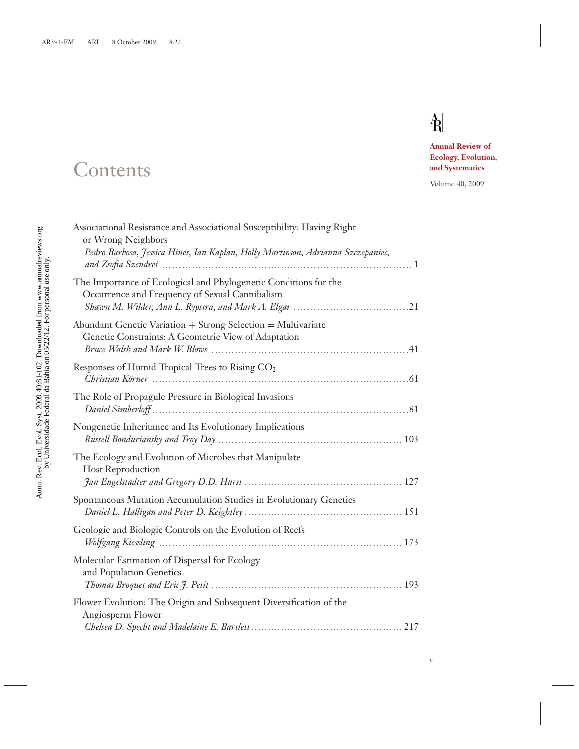Annual Review of Ecology, Evolution, and Systematics

Volume 40, 2009

# Contents

Associational Resistance and Associational Susceptibility: Having Right or Wrong Neighbors
*Pedro Barbosa, Jessica Hines, Ian Kaplan, Holly Martinson, Adrianna Szczepaniec, and Zsofia Szendrei* ........ 1

The Importance of Ecological and Phylogenetic Conditions for the Occurrence and Frequency of Sexual Cannibalism
*Shawn M. Wilder, Ann L. Rypstra, and Mark A. Elgar* ........ 21

Abundant Genetic Variation + Strong Selection = Multivariate Genetic Constraints: A Geometric View of Adaptation
*Bruce Walsh and Mark W. Blows* ........ 41

Responses of Humid Tropical Trees to Rising $CO_2$
*Christian Körner* ........ 61

The Role of Propagule Pressure in Biological Invasions
*Daniel Simberloff* ........ 81

Nongenetic Inheritance and Its Evolutionary Implications
*Russell Bonduriansky and Troy Day* ........ 103

The Ecology and Evolution of Microbes that Manipulate Host Reproduction
*Jan Engelstädter and Gregory D.D. Hurst* ........ 127

Spontaneous Mutation Accumulation Studies in Evolutionary Genetics
*Daniel L. Halligan and Peter D. Keightley* ........ 151

Geologic and Biologic Controls on the Evolution of Reefs
*Wolfgang Kiessling* ........ 173

Molecular Estimation of Dispersal for Ecology and Population Genetics
*Thomas Broquet and Eric J. Petit* ........ 193

Flower Evolution: The Origin and Subsequent Diversification of the Angiosperm Flower
*Chelsea D. Specht and Madelaine E. Bartlett* ........ 217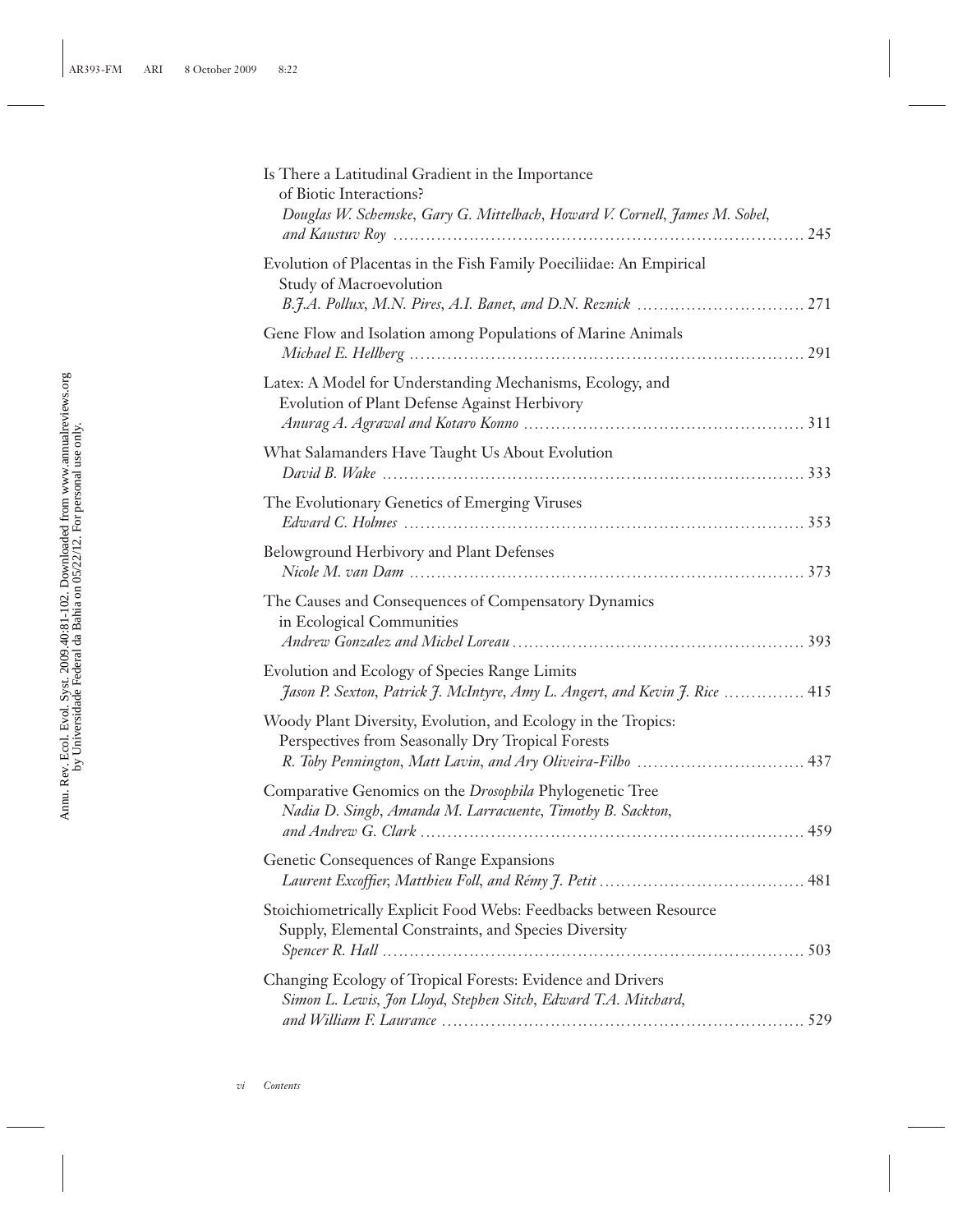Is There a Latitudinal Gradient in the Importance of Biotic Interactions?
*Douglas W. Schemske, Gary G. Mittelbach, Howard V. Cornell, James M. Sobel, and Kaustuv Roy* ............ 245

Evolution of Placentas in the Fish Family Poeciliidae: An Empirical Study of Macroevolution
*B.J.A. Pollux, M.N. Pires, A.I. Banet, and D.N. Reznick* ............ 271

Gene Flow and Isolation among Populations of Marine Animals
*Michael E. Hellberg* ............ 291

Latex: A Model for Understanding Mechanisms, Ecology, and Evolution of Plant Defense Against Herbivory
*Anurag A. Agrawal and Kotaro Konno* ............ 311

What Salamanders Have Taught Us About Evolution
*David B. Wake* ............ 333

The Evolutionary Genetics of Emerging Viruses
*Edward C. Holmes* ............ 353

Belowground Herbivory and Plant Defenses
*Nicole M. van Dam* ............ 373

The Causes and Consequences of Compensatory Dynamics in Ecological Communities
*Andrew Gonzalez and Michel Loreau* ............ 393

Evolution and Ecology of Species Range Limits
*Jason P. Sexton, Patrick J. McIntyre, Amy L. Angert, and Kevin J. Rice* ............ 415

Woody Plant Diversity, Evolution, and Ecology in the Tropics: Perspectives from Seasonally Dry Tropical Forests
*R. Toby Pennington, Matt Lavin, and Ary Oliveira-Filho* ............ 437

Comparative Genomics on the *Drosophila* Phylogenetic Tree
*Nadia D. Singh, Amanda M. Larracuente, Timothy B. Sackton, and Andrew G. Clark* ............ 459

Genetic Consequences of Range Expansions
*Laurent Excoffier, Matthieu Foll, and Rémy J. Petit* ............ 481

Stoichiometrically Explicit Food Webs: Feedbacks between Resource Supply, Elemental Constraints, and Species Diversity
*Spencer R. Hall* ............ 503

Changing Ecology of Tropical Forests: Evidence and Drivers
*Simon L. Lewis, Jon Lloyd, Stephen Sitch, Edward T.A. Mitchard, and William F. Laurance* ............ 529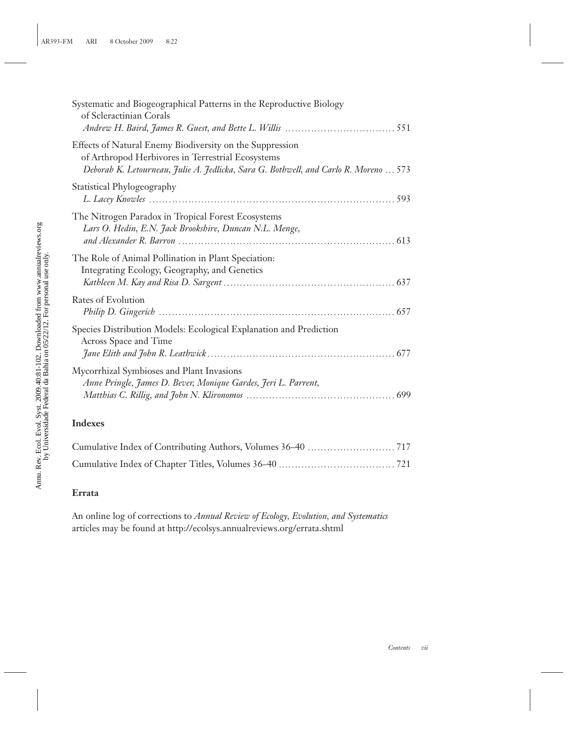Systematic and Biogeographical Patterns in the Reproductive Biology of Scleractinian Corals
*Andrew H. Baird, James R. Guest, and Bette L. Willis* ................................. 551

Effects of Natural Enemy Biodiversity on the Suppression of Arthropod Herbivores in Terrestrial Ecosystems
*Deborah K. Letourneau, Julie A. Jedlicka, Sara G. Bothwell, and Carlo R. Moreno* ... 573

Statistical Phylogeography
*L. Lacey Knowles* ......................................................................... 593

The Nitrogen Paradox in Tropical Forest Ecosystems
*Lars O. Hedin, E.N. Jack Brookshire, Duncan N.L. Menge, and Alexander R. Barron* ................................................................. 613

The Role of Animal Pollination in Plant Speciation: Integrating Ecology, Geography, and Genetics
*Kathleen M. Kay and Risa D. Sargent* .................................................... 637

Rates of Evolution
*Philip D. Gingerich* ..................................................................... 657

Species Distribution Models: Ecological Explanation and Prediction Across Space and Time
*Jane Elith and John R. Leathwick* ........................................................ 677

Mycorrhizal Symbioses and Plant Invasions
*Anne Pringle, James D. Bever, Monique Gardes, Jeri L. Parrent, Matthias C. Rillig, and John N. Klironomos* ............................................ 699

## Indexes

Cumulative Index of Contributing Authors, Volumes 36–40 .......................... 717

Cumulative Index of Chapter Titles, Volumes 36–40 .................................. 721

## Errata

An online log of corrections to *Annual Review of Ecology, Evolution, and Systematics* articles may be found at http://ecolsys.annualreviews.org/errata.shtml